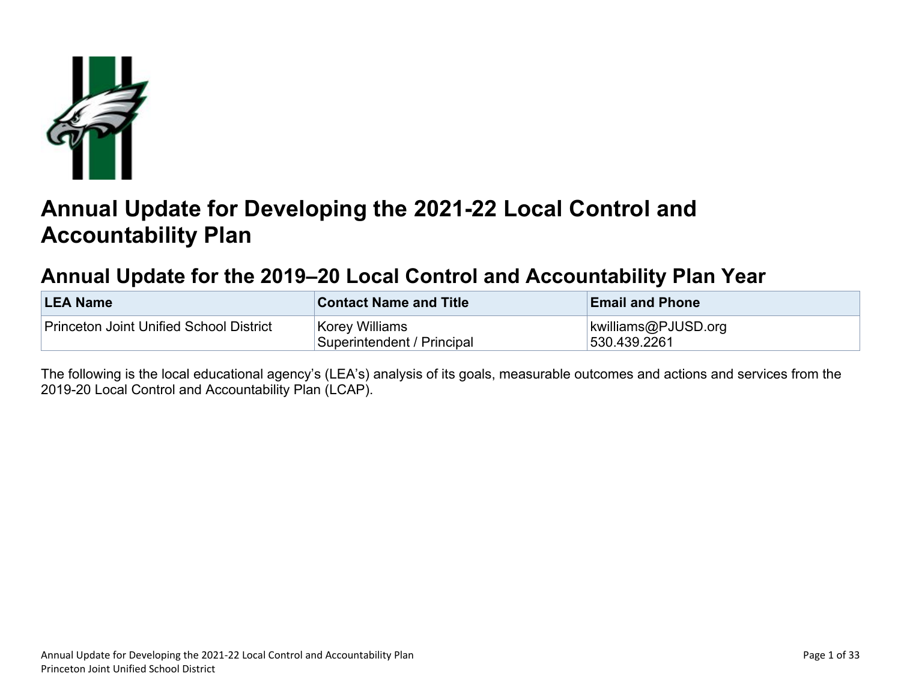# Annual Update for Developing the 2021-22 Local Control and Accountability Plan

## Annual Update for the 2019–20 Local Control and Accountability Plan Year

| LEA Name | Contact Name and Title | Email and Phone |
|---|---|---|
| Princeton Joint Unified School District | Korey Williams<br>Superintendent / Principal | kwilliams@PJUSD.org<br>530.439.2261 |

The following is the local educational agency's (LEA's) analysis of its goals, measurable outcomes and actions and services from the 2019-20 Local Control and Accountability Plan (LCAP).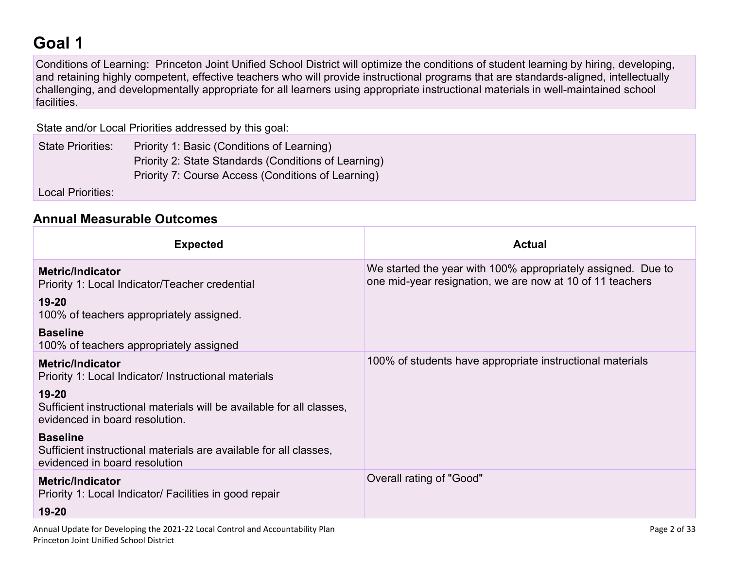# Goal 1

Conditions of Learning: Princeton Joint Unified School District will optimize the conditions of student learning by hiring, developing, and retaining highly competent, effective teachers who will provide instructional programs that are standards-aligned, intellectually challenging, and developmentally appropriate for all learners using appropriate instructional materials in well-maintained school facilities.

State and/or Local Priorities addressed by this goal:

State Priorities: Priority 1: Basic (Conditions of Learning)
Priority 2: State Standards (Conditions of Learning)
Priority 7: Course Access (Conditions of Learning)

Local Priorities:

## Annual Measurable Outcomes

| Expected | Actual |
| --- | --- |
| **Metric/Indicator**<br>Priority 1: Local Indicator/Teacher credential<br>**19-20**<br>100% of teachers appropriately assigned.<br>**Baseline**<br>100% of teachers appropriately assigned | We started the year with 100% appropriately assigned. Due to one mid-year resignation, we are now at 10 of 11 teachers |
| **Metric/Indicator**<br>Priority 1: Local Indicator/ Instructional materials<br>**19-20**<br>Sufficient instructional materials will be available for all classes, evidenced in board resolution.<br>**Baseline**<br>Sufficient instructional materials are available for all classes, evidenced in board resolution | 100% of students have appropriate instructional materials |
| **Metric/Indicator**<br>Priority 1: Local Indicator/ Facilities in good repair<br>**19-20** | Overall rating of "Good" |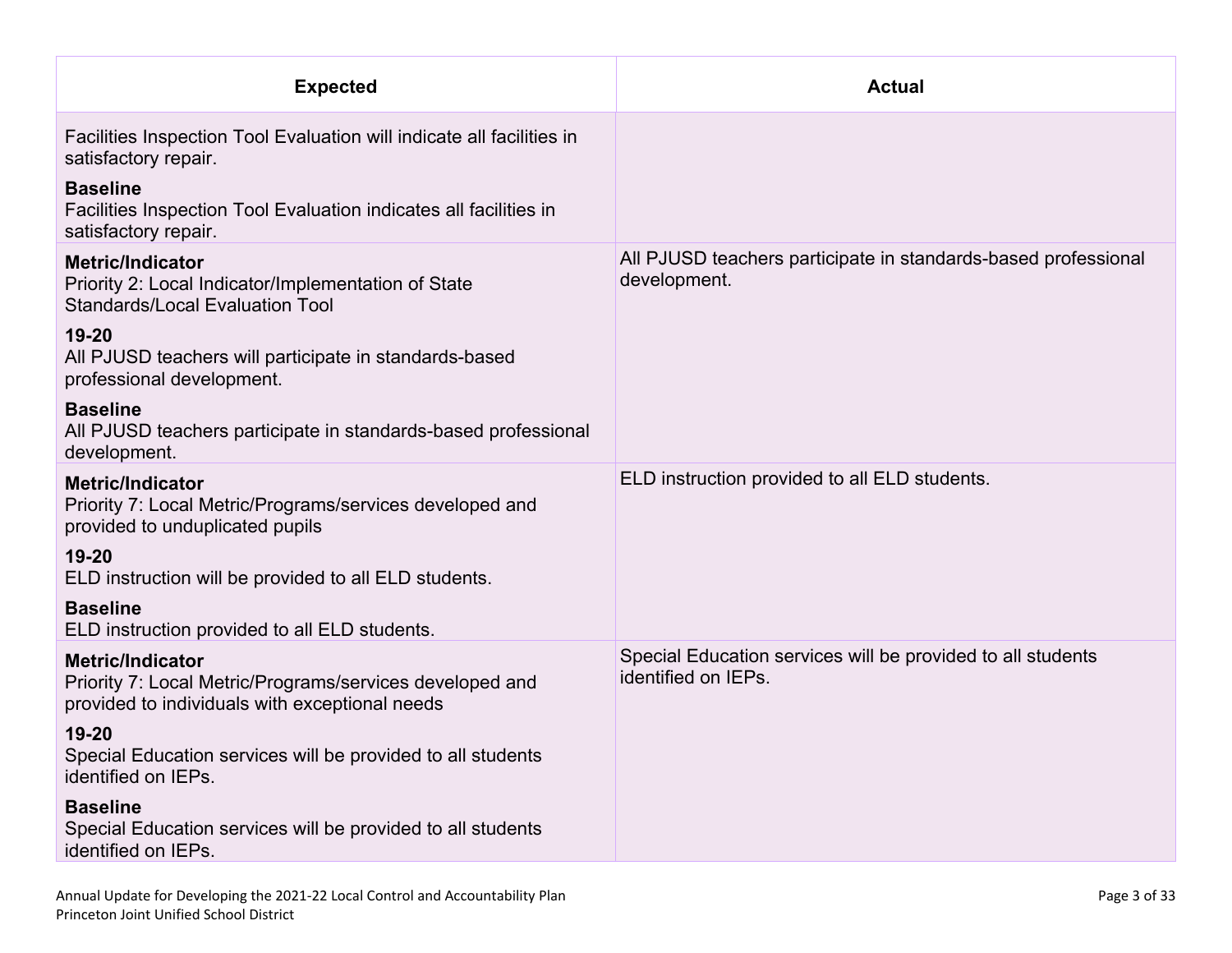| Expected | Actual |
| --- | --- |
| Facilities Inspection Tool Evaluation will indicate all facilities in satisfactory repair.<br><br>**Baseline**<br>Facilities Inspection Tool Evaluation indicates all facilities in satisfactory repair. | |
| **Metric/Indicator**<br>Priority 2: Local Indicator/Implementation of State Standards/Local Evaluation Tool<br><br>**19-20**<br>All PJUSD teachers will participate in standards-based professional development.<br><br>**Baseline**<br>All PJUSD teachers participate in standards-based professional development. | All PJUSD teachers participate in standards-based professional development. |
| **Metric/Indicator**<br>Priority 7: Local Metric/Programs/services developed and provided to unduplicated pupils<br><br>**19-20**<br>ELD instruction will be provided to all ELD students.<br><br>**Baseline**<br>ELD instruction provided to all ELD students. | ELD instruction provided to all ELD students. |
| **Metric/Indicator**<br>Priority 7: Local Metric/Programs/services developed and provided to individuals with exceptional needs<br><br>**19-20**<br>Special Education services will be provided to all students identified on IEPs.<br><br>**Baseline**<br>Special Education services will be provided to all students identified on IEPs. | Special Education services will be provided to all students identified on IEPs. |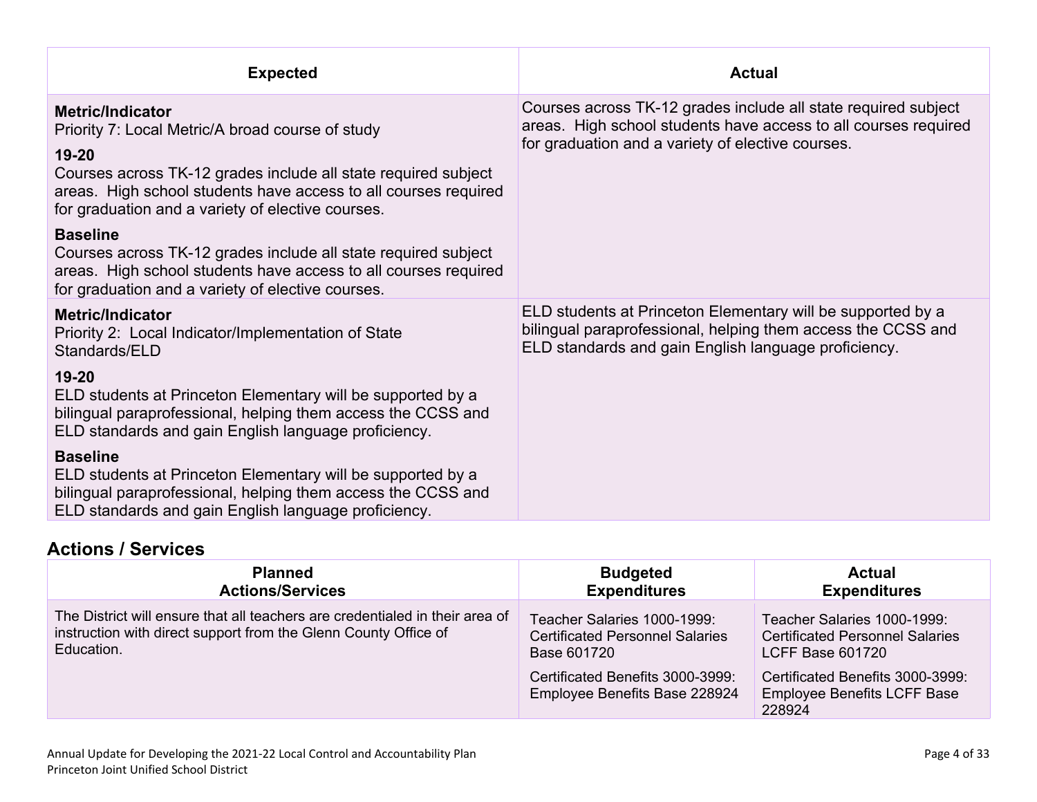| Expected | Actual |
|---|---|
| **Metric/Indicator**<br>Priority 7: Local Metric/A broad course of study<br><br>**19-20**<br>Courses across TK-12 grades include all state required subject areas.  High school students have access to all courses required for graduation and a variety of elective courses.<br><br>**Baseline**<br>Courses across TK-12 grades include all state required subject areas.  High school students have access to all courses required for graduation and a variety of elective courses. | Courses across TK-12 grades include all state required subject areas.  High school students have access to all courses required for graduation and a variety of elective courses. |
| **Metric/Indicator**<br>Priority 2:  Local Indicator/Implementation of State Standards/ELD<br><br>**19-20**<br>ELD students at Princeton Elementary will be supported by a bilingual paraprofessional, helping them access the CCSS and ELD standards and gain English language proficiency.<br><br>**Baseline**<br>ELD students at Princeton Elementary will be supported by a bilingual paraprofessional, helping them access the CCSS and ELD standards and gain English language proficiency. | ELD students at Princeton Elementary will be supported by a bilingual paraprofessional, helping them access the CCSS and ELD standards and gain English language proficiency. |

## Actions / Services

| Planned Actions/Services | Budgeted Expenditures | Actual Expenditures |
|---|---|---|
| The District will ensure that all teachers are credentialed in their area of instruction with direct support from the Glenn County Office of Education. | Teacher Salaries 1000-1999: Certificated Personnel Salaries Base 601720<br><br>Certificated Benefits 3000-3999: Employee Benefits Base 228924 | Teacher Salaries 1000-1999: Certificated Personnel Salaries LCFF Base 601720<br><br>Certificated Benefits 3000-3999: Employee Benefits LCFF Base 228924 |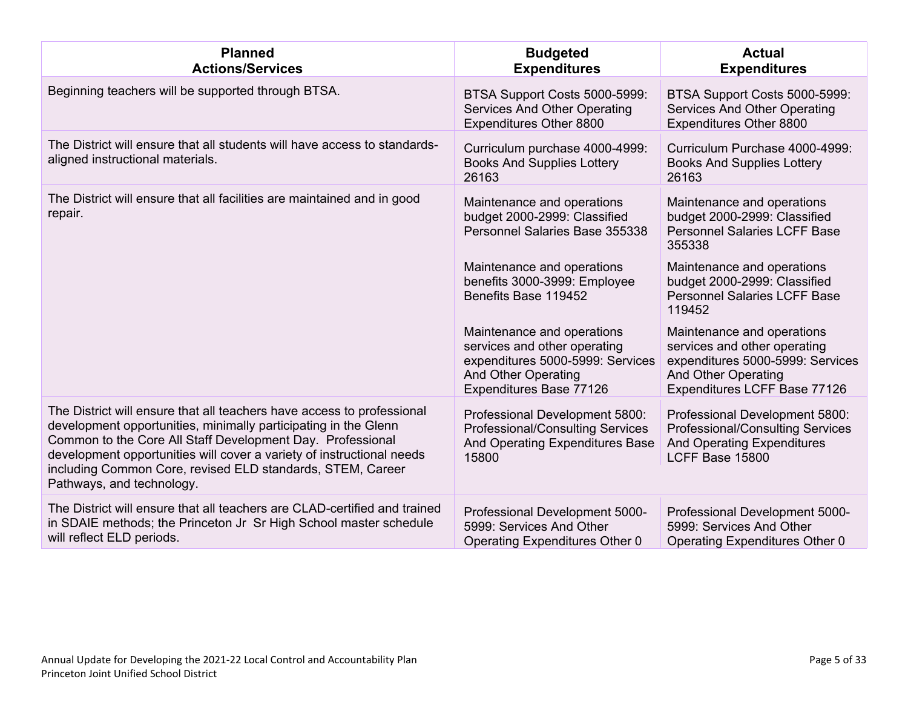| Planned Actions/Services | Budgeted Expenditures | Actual Expenditures |
| --- | --- | --- |
| Beginning teachers will be supported through BTSA. | BTSA Support Costs 5000-5999: Services And Other Operating Expenditures Other 8800 | BTSA Support Costs 5000-5999: Services And Other Operating Expenditures Other 8800 |
| The District will ensure that all students will have access to standards-aligned instructional materials. | Curriculum purchase 4000-4999: Books And Supplies Lottery 26163 | Curriculum Purchase 4000-4999: Books And Supplies Lottery 26163 |
| The District will ensure that all facilities are maintained and in good repair. | Maintenance and operations budget 2000-2999: Classified Personnel Salaries Base 355338 | Maintenance and operations budget 2000-2999: Classified Personnel Salaries LCFF Base 355338 |
| | Maintenance and operations benefits 3000-3999: Employee Benefits Base 119452 | Maintenance and operations budget 2000-2999: Classified Personnel Salaries LCFF Base 119452 |
| | Maintenance and operations services and other operating expenditures 5000-5999: Services And Other Operating Expenditures Base 77126 | Maintenance and operations services and other operating expenditures 5000-5999: Services And Other Operating Expenditures LCFF Base 77126 |
| The District will ensure that all teachers have access to professional development opportunities, minimally participating in the Glenn Common to the Core All Staff Development Day. Professional development opportunities will cover a variety of instructional needs including Common Core, revised ELD standards, STEM, Career Pathways, and technology. | Professional Development 5800: Professional/Consulting Services And Operating Expenditures Base 15800 | Professional Development 5800: Professional/Consulting Services And Operating Expenditures LCFF Base 15800 |
| The District will ensure that all teachers are CLAD-certified and trained in SDAIE methods; the Princeton Jr Sr High School master schedule will reflect ELD periods. | Professional Development 5000-5999: Services And Other Operating Expenditures Other 0 | Professional Development 5000-5999: Services And Other Operating Expenditures Other 0 |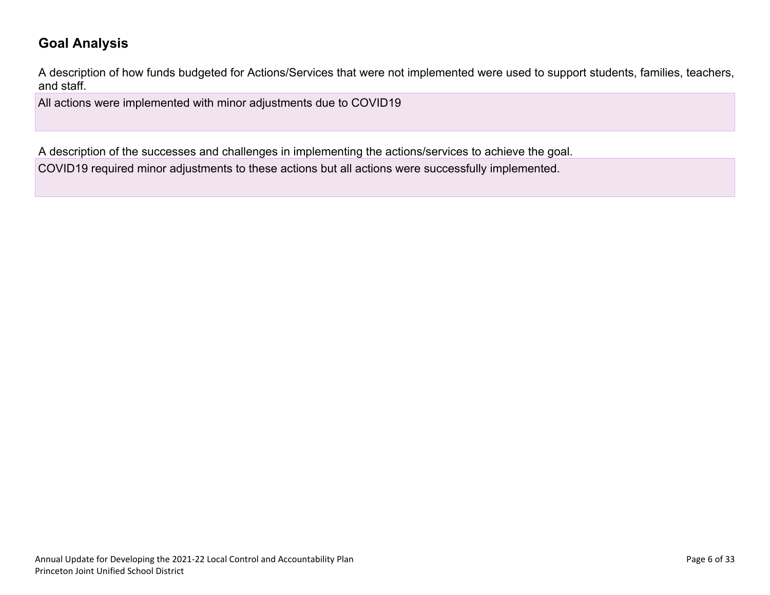## Goal Analysis

A description of how funds budgeted for Actions/Services that were not implemented were used to support students, families, teachers, and staff.

All actions were implemented with minor adjustments due to COVID19

A description of the successes and challenges in implementing the actions/services to achieve the goal.

COVID19 required minor adjustments to these actions but all actions were successfully implemented.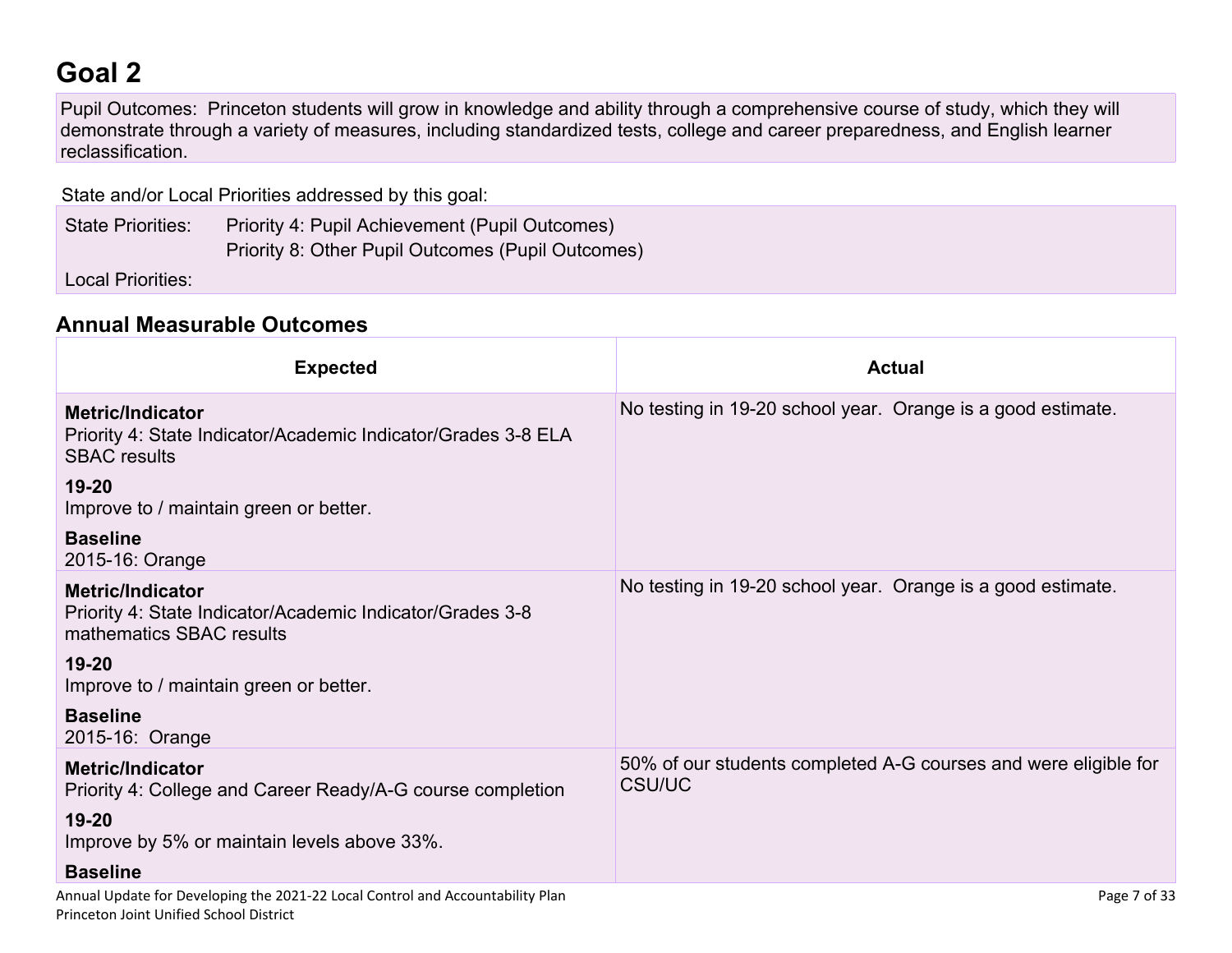# Goal 2

Pupil Outcomes: Princeton students will grow in knowledge and ability through a comprehensive course of study, which they will demonstrate through a variety of measures, including standardized tests, college and career preparedness, and English learner reclassification.

State and/or Local Priorities addressed by this goal:

State Priorities: Priority 4: Pupil Achievement (Pupil Outcomes)
Priority 8: Other Pupil Outcomes (Pupil Outcomes)

Local Priorities:

## Annual Measurable Outcomes

| Expected | Actual |
|---|---|
| **Metric/Indicator**<br>Priority 4: State Indicator/Academic Indicator/Grades 3-8 ELA SBAC results<br>**19-20**<br>Improve to / maintain green or better.<br>**Baseline**<br>2015-16: Orange | No testing in 19-20 school year. Orange is a good estimate. |
| **Metric/Indicator**<br>Priority 4: State Indicator/Academic Indicator/Grades 3-8 mathematics SBAC results<br>**19-20**<br>Improve to / maintain green or better.<br>**Baseline**<br>2015-16: Orange | No testing in 19-20 school year. Orange is a good estimate. |
| **Metric/Indicator**<br>Priority 4: College and Career Ready/A-G course completion<br>**19-20**<br>Improve by 5% or maintain levels above 33%.<br>**Baseline** | 50% of our students completed A-G courses and were eligible for CSU/UC |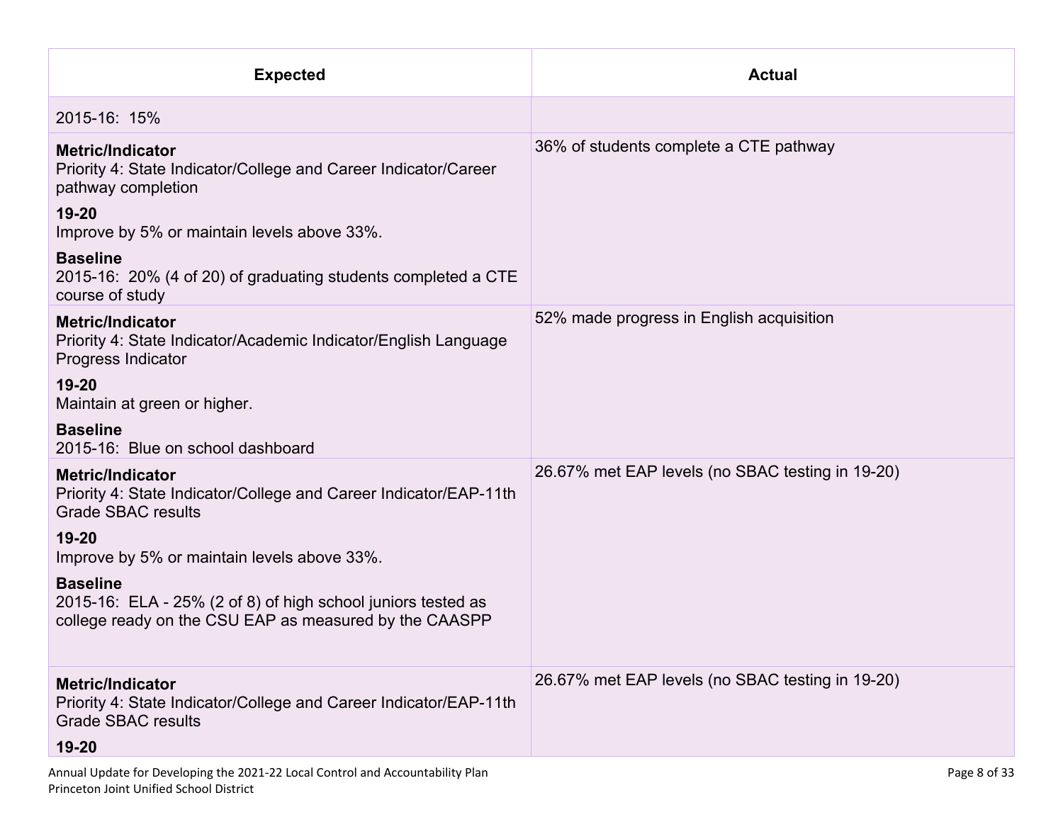| Expected | Actual |
|---|---|
| 2015-16: 15% | |
| **Metric/Indicator**<br>Priority 4: State Indicator/College and Career Indicator/Career pathway completion<br>**19-20**<br>Improve by 5% or maintain levels above 33%.<br>**Baseline**<br>2015-16: 20% (4 of 20) of graduating students completed a CTE course of study | 36% of students complete a CTE pathway |
| **Metric/Indicator**<br>Priority 4: State Indicator/Academic Indicator/English Language Progress Indicator<br>**19-20**<br>Maintain at green or higher.<br>**Baseline**<br>2015-16: Blue on school dashboard | 52% made progress in English acquisition |
| **Metric/Indicator**<br>Priority 4: State Indicator/College and Career Indicator/EAP-11th Grade SBAC results<br>**19-20**<br>Improve by 5% or maintain levels above 33%.<br>**Baseline**<br>2015-16: ELA - 25% (2 of 8) of high school juniors tested as college ready on the CSU EAP as measured by the CAASPP | 26.67% met EAP levels (no SBAC testing in 19-20) |
| **Metric/Indicator**<br>Priority 4: State Indicator/College and Career Indicator/EAP-11th Grade SBAC results<br>**19-20** | 26.67% met EAP levels (no SBAC testing in 19-20) |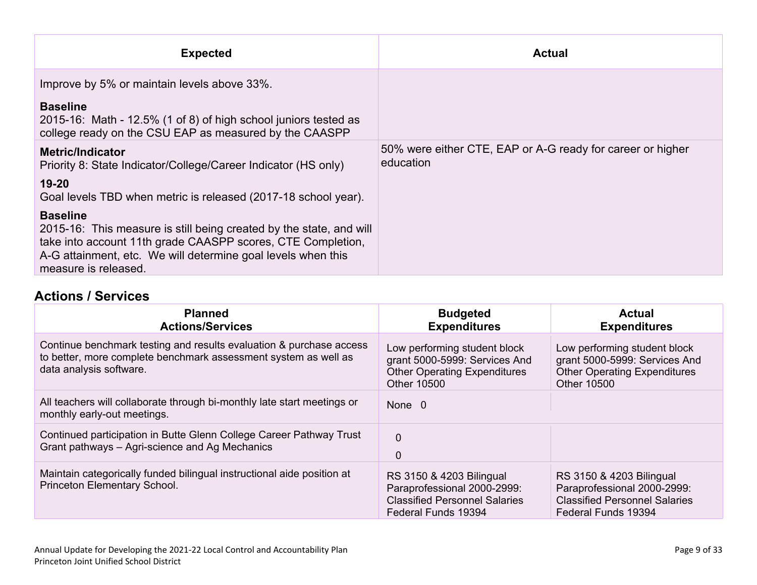| Expected | Actual |
| --- | --- |
| Improve by 5% or maintain levels above 33%.<br><br>**Baseline**<br>2015-16: Math - 12.5% (1 of 8) of high school juniors tested as college ready on the CSU EAP as measured by the CAASPP | |
| **Metric/Indicator**<br>Priority 8: State Indicator/College/Career Indicator (HS only)<br><br>**19-20**<br>Goal levels TBD when metric is released (2017-18 school year).<br><br>**Baseline**<br>2015-16: This measure is still being created by the state, and will take into account 11th grade CAASPP scores, CTE Completion, A-G attainment, etc. We will determine goal levels when this measure is released. | 50% were either CTE, EAP or A-G ready for career or higher education |

## Actions / Services

| Planned Actions/Services | Budgeted Expenditures | Actual Expenditures |
| --- | --- | --- |
| Continue benchmark testing and results evaluation & purchase access to better, more complete benchmark assessment system as well as data analysis software. | Low performing student block grant 5000-5999: Services And Other Operating Expenditures Other 10500 | Low performing student block grant 5000-5999: Services And Other Operating Expenditures Other 10500 |
| All teachers will collaborate through bi-monthly late start meetings or monthly early-out meetings. | None 0 | |
| Continued participation in Butte Glenn College Career Pathway Trust Grant pathways – Agri-science and Ag Mechanics | 0<br>0 | |
| Maintain categorically funded bilingual instructional aide position at Princeton Elementary School. | RS 3150 & 4203 Bilingual Paraprofessional 2000-2999: Classified Personnel Salaries Federal Funds 19394 | RS 3150 & 4203 Bilingual Paraprofessional 2000-2999: Classified Personnel Salaries Federal Funds 19394 |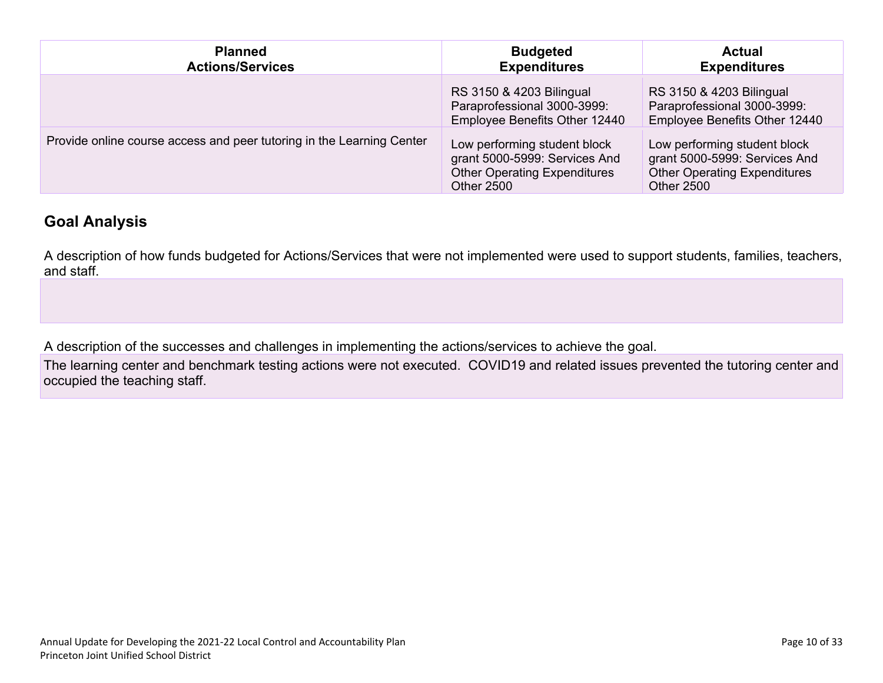| Planned Actions/Services | Budgeted Expenditures | Actual Expenditures |
|---|---|---|
| | RS 3150 & 4203 Bilingual Paraprofessional 3000-3999: Employee Benefits Other 12440 | RS 3150 & 4203 Bilingual Paraprofessional 3000-3999: Employee Benefits Other 12440 |
| Provide online course access and peer tutoring in the Learning Center | Low performing student block grant 5000-5999: Services And Other Operating Expenditures Other 2500 | Low performing student block grant 5000-5999: Services And Other Operating Expenditures Other 2500 |

## Goal Analysis

A description of how funds budgeted for Actions/Services that were not implemented were used to support students, families, teachers, and staff.

A description of the successes and challenges in implementing the actions/services to achieve the goal.

The learning center and benchmark testing actions were not executed. COVID19 and related issues prevented the tutoring center and occupied the teaching staff.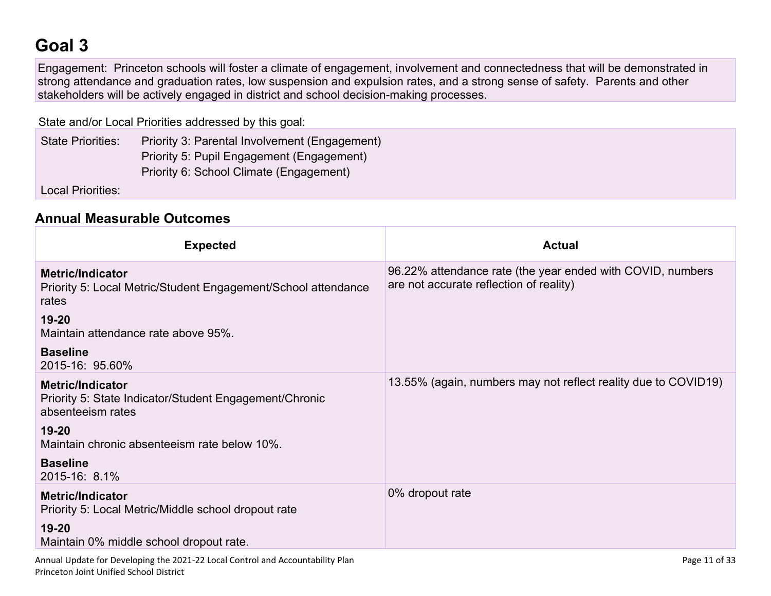# Goal 3

Engagement: Princeton schools will foster a climate of engagement, involvement and connectedness that will be demonstrated in strong attendance and graduation rates, low suspension and expulsion rates, and a strong sense of safety. Parents and other stakeholders will be actively engaged in district and school decision-making processes.

State and/or Local Priorities addressed by this goal:

State Priorities: Priority 3: Parental Involvement (Engagement)
Priority 5: Pupil Engagement (Engagement)
Priority 6: School Climate (Engagement)

Local Priorities:

## Annual Measurable Outcomes

| Expected | Actual |
|---|---|
| **Metric/Indicator**<br>Priority 5: Local Metric/Student Engagement/School attendance rates<br>**19-20**<br>Maintain attendance rate above 95%.<br>**Baseline**<br>2015-16: 95.60% | 96.22% attendance rate (the year ended with COVID, numbers are not accurate reflection of reality) |
| **Metric/Indicator**<br>Priority 5: State Indicator/Student Engagement/Chronic absenteeism rates<br>**19-20**<br>Maintain chronic absenteeism rate below 10%.<br>**Baseline**<br>2015-16: 8.1% | 13.55% (again, numbers may not reflect reality due to COVID19) |
| **Metric/Indicator**<br>Priority 5: Local Metric/Middle school dropout rate<br>**19-20**<br>Maintain 0% middle school dropout rate. | 0% dropout rate |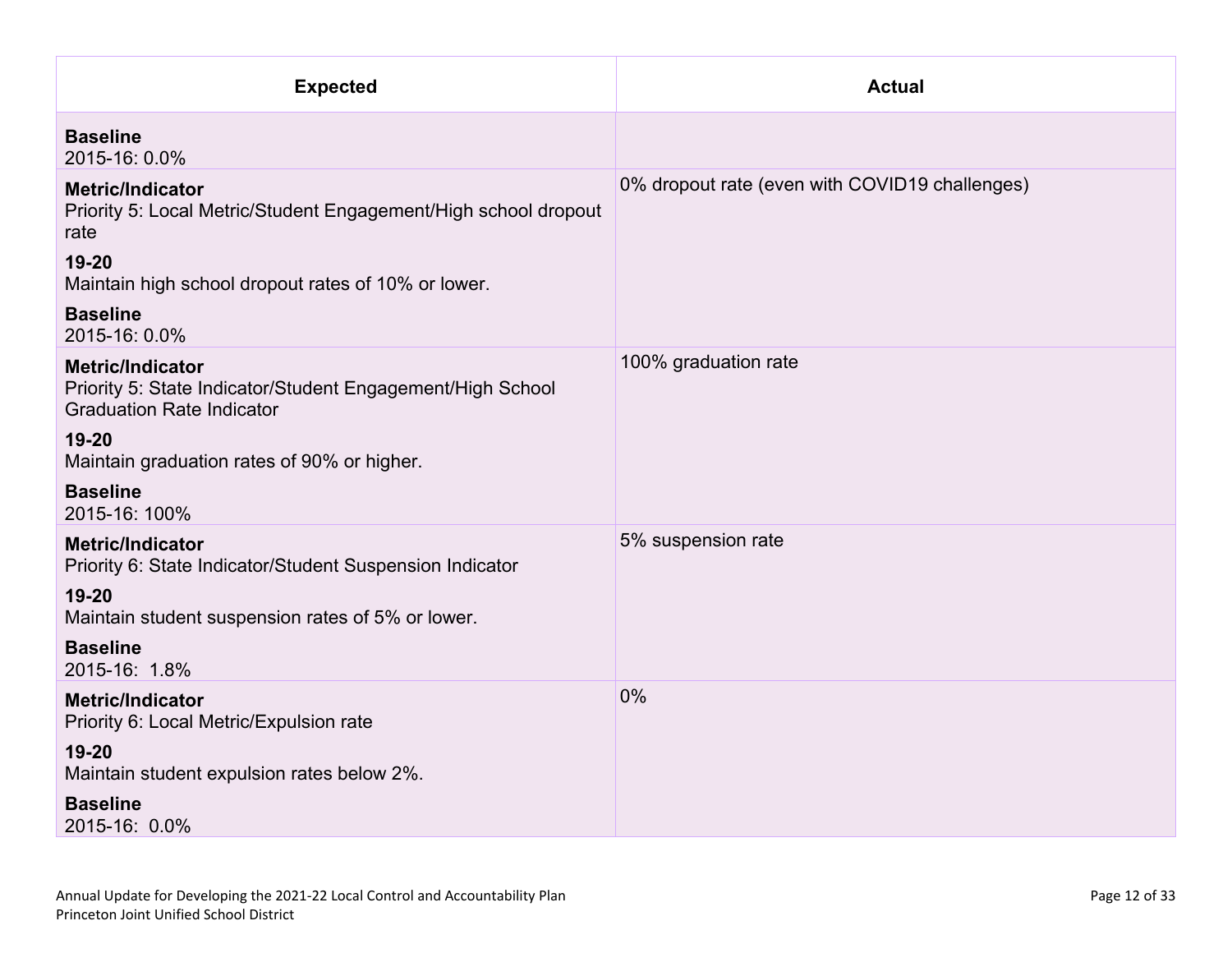| Expected | Actual |
|---|---|
| **Baseline**<br>2015-16: 0.0% | |
| **Metric/Indicator**<br>Priority 5: Local Metric/Student Engagement/High school dropout rate<br>**19-20**<br>Maintain high school dropout rates of 10% or lower.<br>**Baseline**<br>2015-16: 0.0% | 0% dropout rate (even with COVID19 challenges) |
| **Metric/Indicator**<br>Priority 5: State Indicator/Student Engagement/High School Graduation Rate Indicator<br>**19-20**<br>Maintain graduation rates of 90% or higher.<br>**Baseline**<br>2015-16: 100% | 100% graduation rate |
| **Metric/Indicator**<br>Priority 6: State Indicator/Student Suspension Indicator<br>**19-20**<br>Maintain student suspension rates of 5% or lower.<br>**Baseline**<br>2015-16: 1.8% | 5% suspension rate |
| **Metric/Indicator**<br>Priority 6: Local Metric/Expulsion rate<br>**19-20**<br>Maintain student expulsion rates below 2%.<br>**Baseline**<br>2015-16: 0.0% | 0% |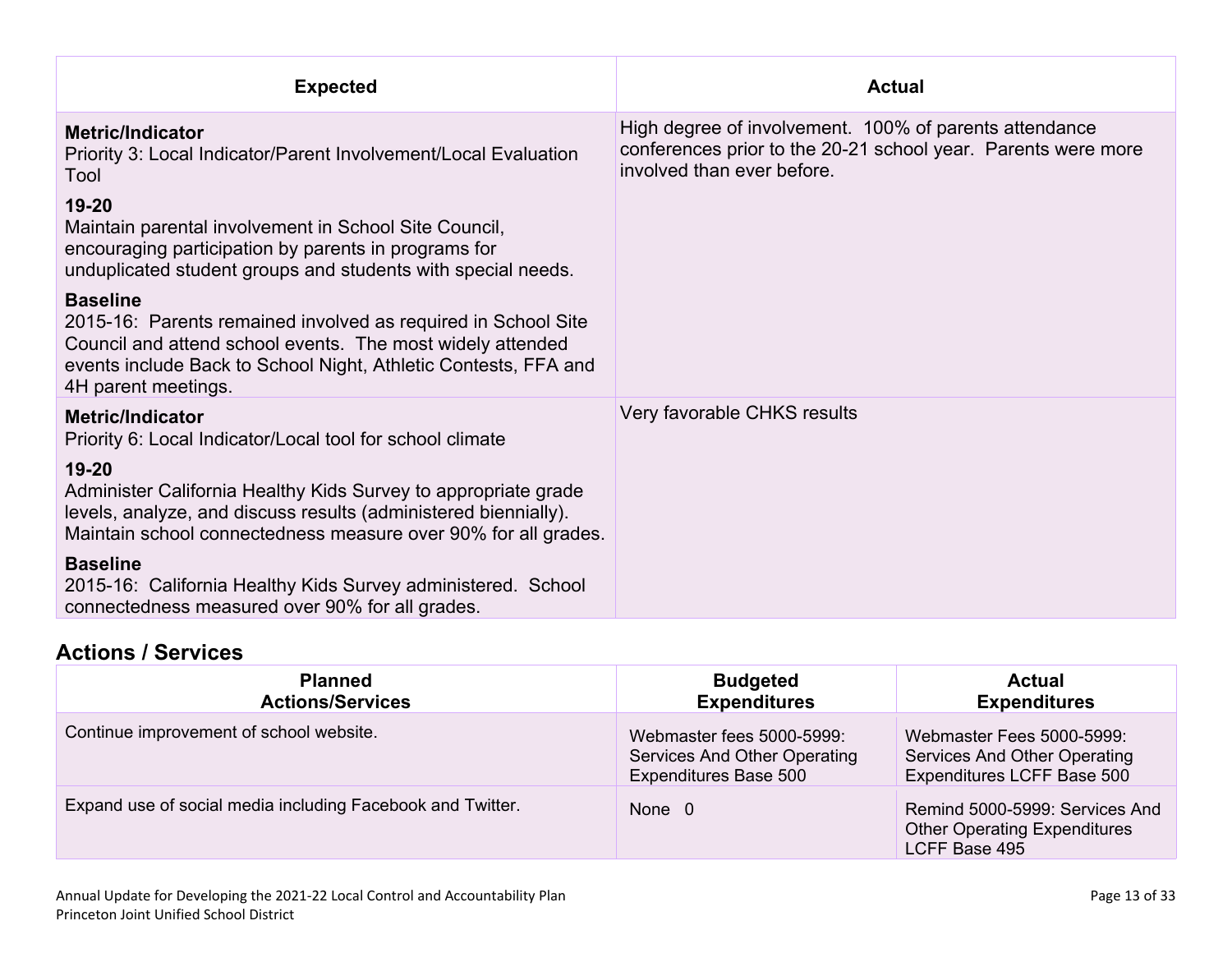| Expected | Actual |
|---|---|
| **Metric/Indicator**<br>Priority 3: Local Indicator/Parent Involvement/Local Evaluation Tool<br><br>**19-20**<br>Maintain parental involvement in School Site Council, encouraging participation by parents in programs for unduplicated student groups and students with special needs.<br><br>**Baseline**<br>2015-16: Parents remained involved as required in School Site Council and attend school events. The most widely attended events include Back to School Night, Athletic Contests, FFA and 4H parent meetings. | High degree of involvement. 100% of parents attendance conferences prior to the 20-21 school year. Parents were more involved than ever before. |
| **Metric/Indicator**<br>Priority 6: Local Indicator/Local tool for school climate<br><br>**19-20**<br>Administer California Healthy Kids Survey to appropriate grade levels, analyze, and discuss results (administered biennially). Maintain school connectedness measure over 90% for all grades.<br><br>**Baseline**<br>2015-16: California Healthy Kids Survey administered. School connectedness measured over 90% for all grades. | Very favorable CHKS results |

## Actions / Services

| Planned Actions/Services | Budgeted Expenditures | Actual Expenditures |
|---|---|---|
| Continue improvement of school website. | Webmaster fees 5000-5999: Services And Other Operating Expenditures Base 500 | Webmaster Fees 5000-5999: Services And Other Operating Expenditures LCFF Base 500 |
| Expand use of social media including Facebook and Twitter. | None 0 | Remind 5000-5999: Services And Other Operating Expenditures LCFF Base 495 |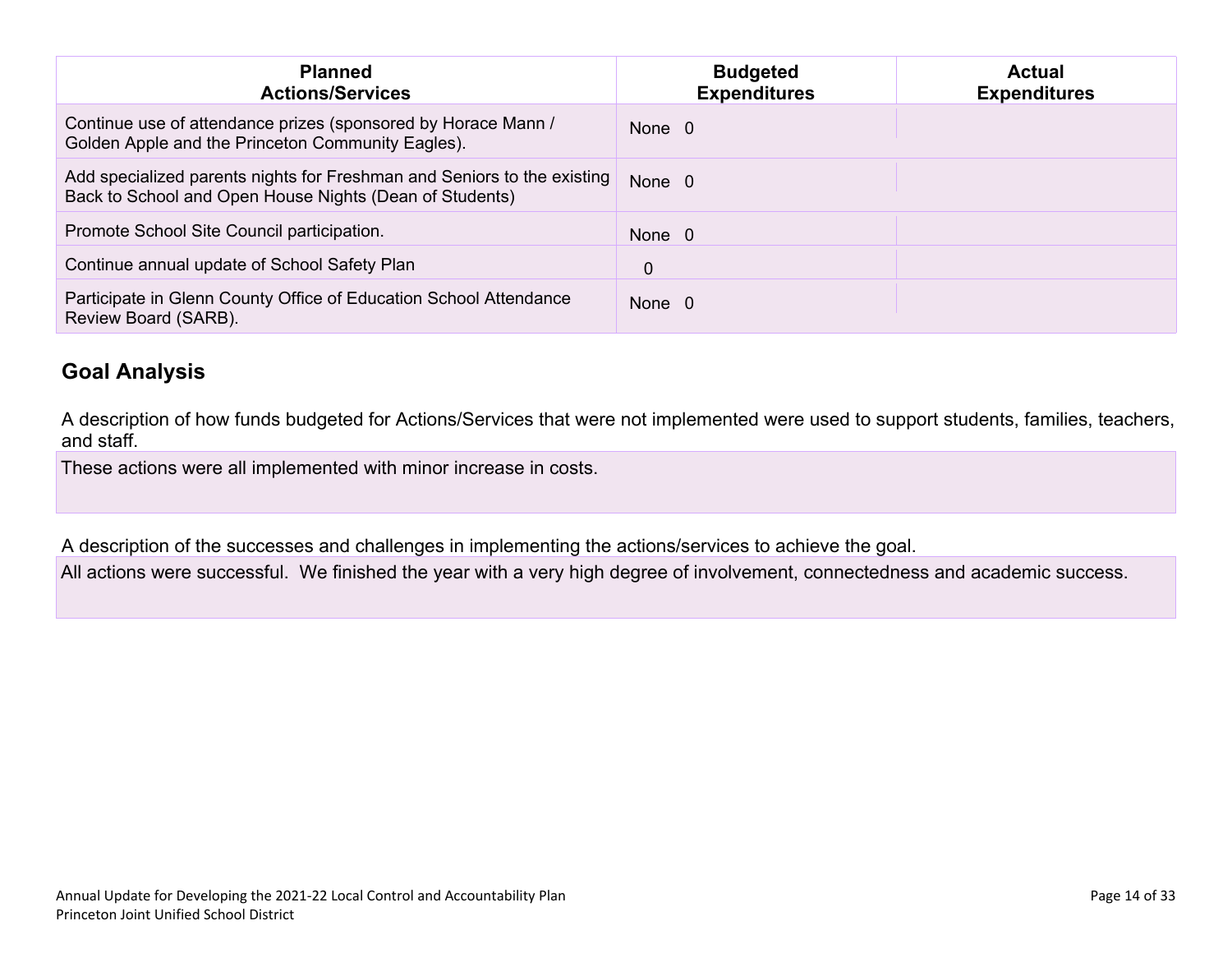| Planned Actions/Services | Budgeted Expenditures | Actual Expenditures |
| --- | --- | --- |
| Continue use of attendance prizes (sponsored by Horace Mann / Golden Apple and the Princeton Community Eagles). | None 0 | |
| Add specialized parents nights for Freshman and Seniors to the existing Back to School and Open House Nights (Dean of Students) | None 0 | |
| Promote School Site Council participation. | None 0 | |
| Continue annual update of School Safety Plan | 0 | |
| Participate in Glenn County Office of Education School Attendance Review Board (SARB). | None 0 | |

## Goal Analysis

A description of how funds budgeted for Actions/Services that were not implemented were used to support students, families, teachers, and staff.

These actions were all implemented with minor increase in costs.

A description of the successes and challenges in implementing the actions/services to achieve the goal.

All actions were successful. We finished the year with a very high degree of involvement, connectedness and academic success.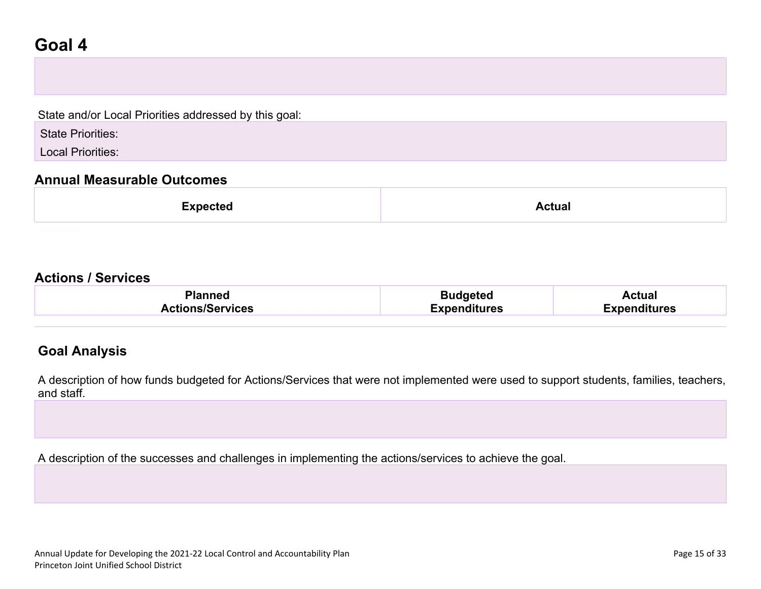# Goal 4

State and/or Local Priorities addressed by this goal:

State Priorities:

Local Priorities:

## Annual Measurable Outcomes

| Expected | Actual |
| --- | --- |

## Actions / Services

| Planned Actions/Services | Budgeted Expenditures | Actual Expenditures |
| --- | --- | --- |

## Goal Analysis

A description of how funds budgeted for Actions/Services that were not implemented were used to support students, families, teachers, and staff.

A description of the successes and challenges in implementing the actions/services to achieve the goal.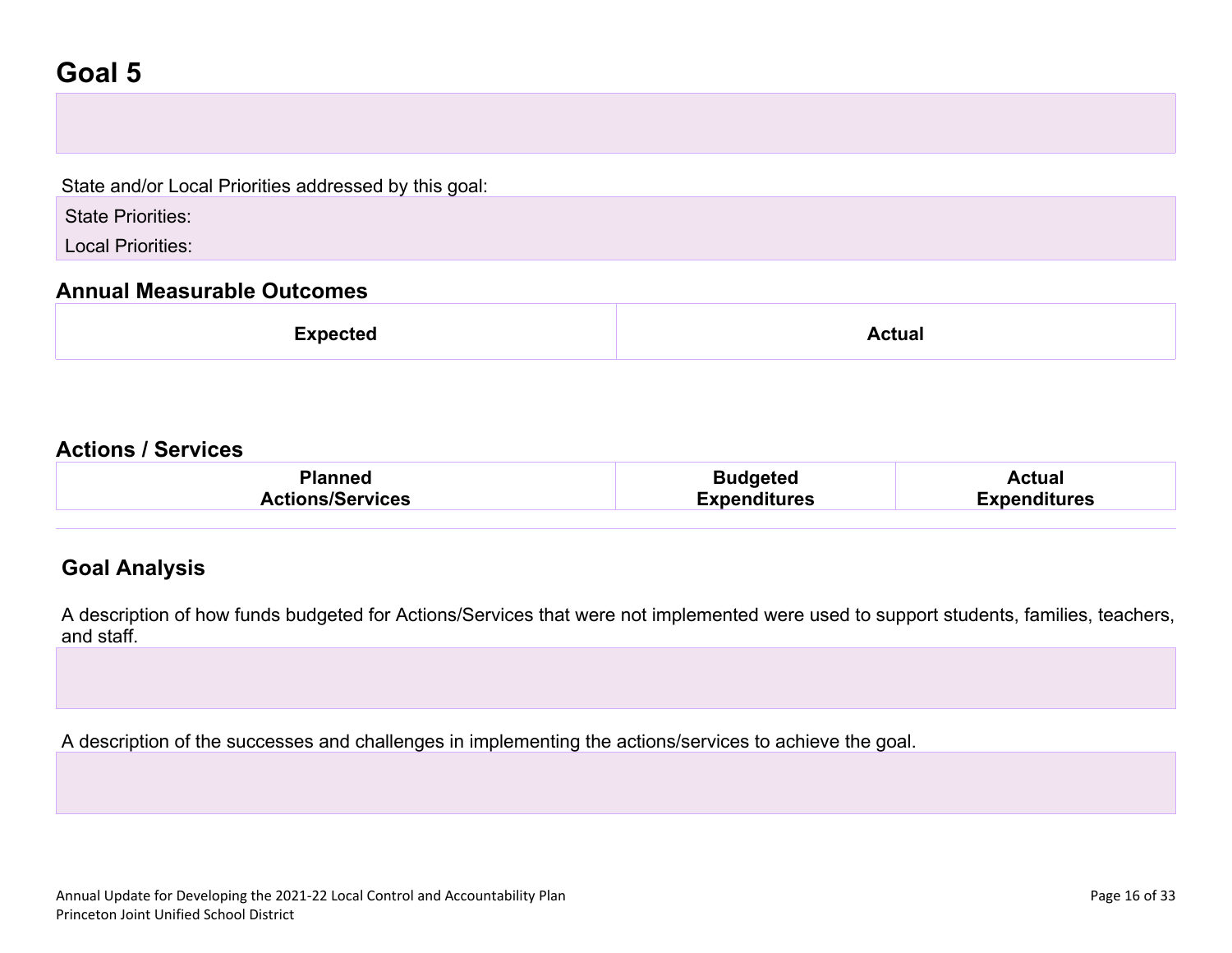# Goal 5

State and/or Local Priorities addressed by this goal:

State Priorities:

Local Priorities:

## Annual Measurable Outcomes

| Expected | Actual |
| --- | --- |

## Actions / Services

| Planned Actions/Services | Budgeted Expenditures | Actual Expenditures |
| --- | --- | --- |

## Goal Analysis

A description of how funds budgeted for Actions/Services that were not implemented were used to support students, families, teachers, and staff.

A description of the successes and challenges in implementing the actions/services to achieve the goal.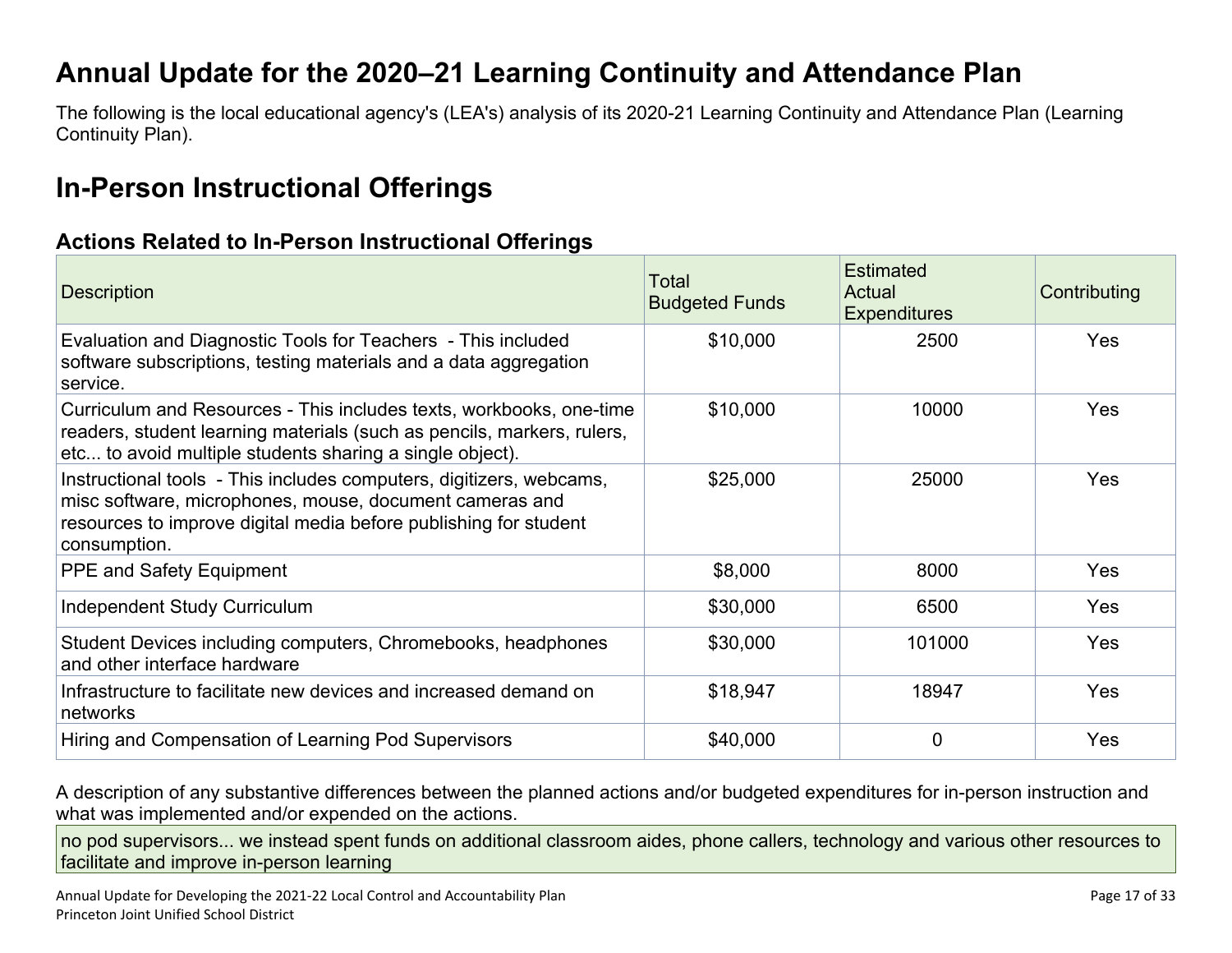# Annual Update for the 2020–21 Learning Continuity and Attendance Plan

The following is the local educational agency's (LEA's) analysis of its 2020-21 Learning Continuity and Attendance Plan (Learning Continuity Plan).

## In-Person Instructional Offerings

### Actions Related to In-Person Instructional Offerings

| Description | Total Budgeted Funds | Estimated Actual Expenditures | Contributing |
|---|---|---|---|
| Evaluation and Diagnostic Tools for Teachers - This included software subscriptions, testing materials and a data aggregation service. | $10,000 | 2500 | Yes |
| Curriculum and Resources - This includes texts, workbooks, one-time readers, student learning materials (such as pencils, markers, rulers, etc... to avoid multiple students sharing a single object). | $10,000 | 10000 | Yes |
| Instructional tools - This includes computers, digitizers, webcams, misc software, microphones, mouse, document cameras and resources to improve digital media before publishing for student consumption. | $25,000 | 25000 | Yes |
| PPE and Safety Equipment | $8,000 | 8000 | Yes |
| Independent Study Curriculum | $30,000 | 6500 | Yes |
| Student Devices including computers, Chromebooks, headphones and other interface hardware | $30,000 | 101000 | Yes |
| Infrastructure to facilitate new devices and increased demand on networks | $18,947 | 18947 | Yes |
| Hiring and Compensation of Learning Pod Supervisors | $40,000 | 0 | Yes |

A description of any substantive differences between the planned actions and/or budgeted expenditures for in-person instruction and what was implemented and/or expended on the actions.

no pod supervisors... we instead spent funds on additional classroom aides, phone callers, technology and various other resources to facilitate and improve in-person learning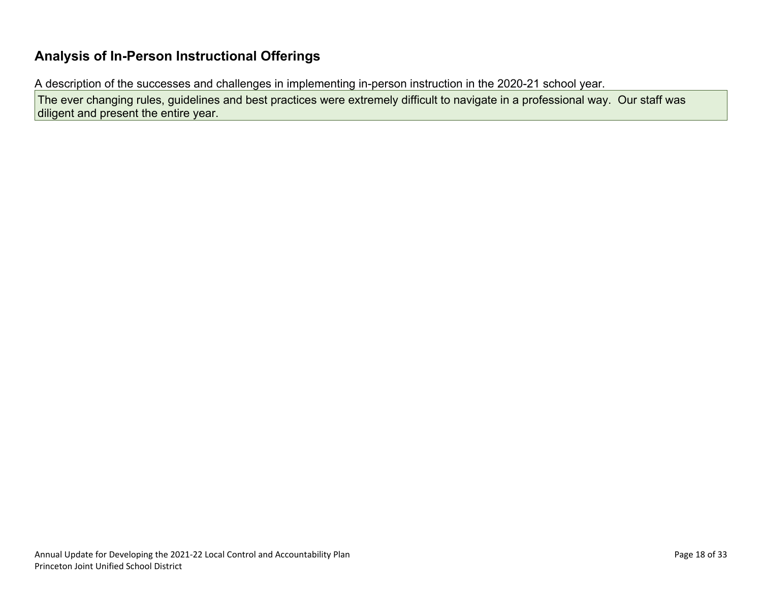## Analysis of In-Person Instructional Offerings

A description of the successes and challenges in implementing in-person instruction in the 2020-21 school year.

The ever changing rules, guidelines and best practices were extremely difficult to navigate in a professional way.  Our staff was diligent and present the entire year.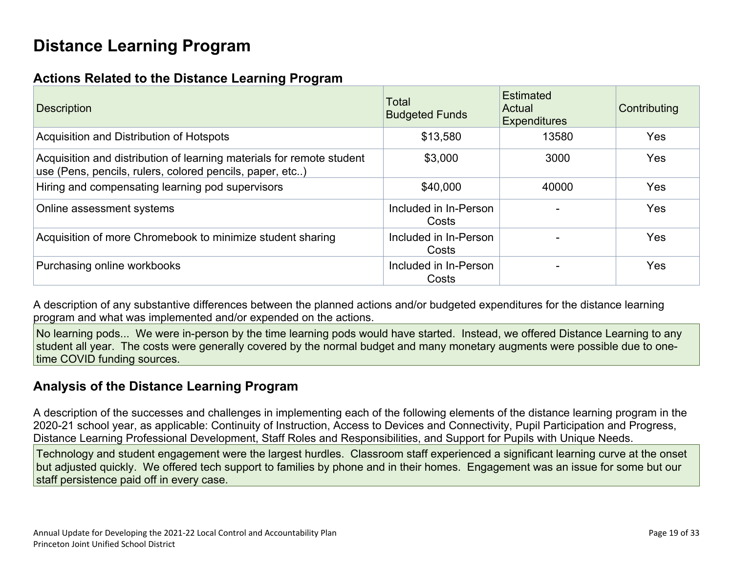# Distance Learning Program

## Actions Related to the Distance Learning Program

| Description | Total Budgeted Funds | Estimated Actual Expenditures | Contributing |
|---|---|---|---|
| Acquisition and Distribution of Hotspots | $13,580 | 13580 | Yes |
| Acquisition and distribution of learning materials for remote student use (Pens, pencils, rulers, colored pencils, paper, etc..) | $3,000 | 3000 | Yes |
| Hiring and compensating learning pod supervisors | $40,000 | 40000 | Yes |
| Online assessment systems | Included in In-Person Costs | - | Yes |
| Acquisition of more Chromebook to minimize student sharing | Included in In-Person Costs | - | Yes |
| Purchasing online workbooks | Included in In-Person Costs | - | Yes |

A description of any substantive differences between the planned actions and/or budgeted expenditures for the distance learning program and what was implemented and/or expended on the actions.

No learning pods... We were in-person by the time learning pods would have started. Instead, we offered Distance Learning to any student all year. The costs were generally covered by the normal budget and many monetary augments were possible due to one-time COVID funding sources.

## Analysis of the Distance Learning Program

A description of the successes and challenges in implementing each of the following elements of the distance learning program in the 2020-21 school year, as applicable: Continuity of Instruction, Access to Devices and Connectivity, Pupil Participation and Progress, Distance Learning Professional Development, Staff Roles and Responsibilities, and Support for Pupils with Unique Needs.

Technology and student engagement were the largest hurdles. Classroom staff experienced a significant learning curve at the onset but adjusted quickly. We offered tech support to families by phone and in their homes. Engagement was an issue for some but our staff persistence paid off in every case.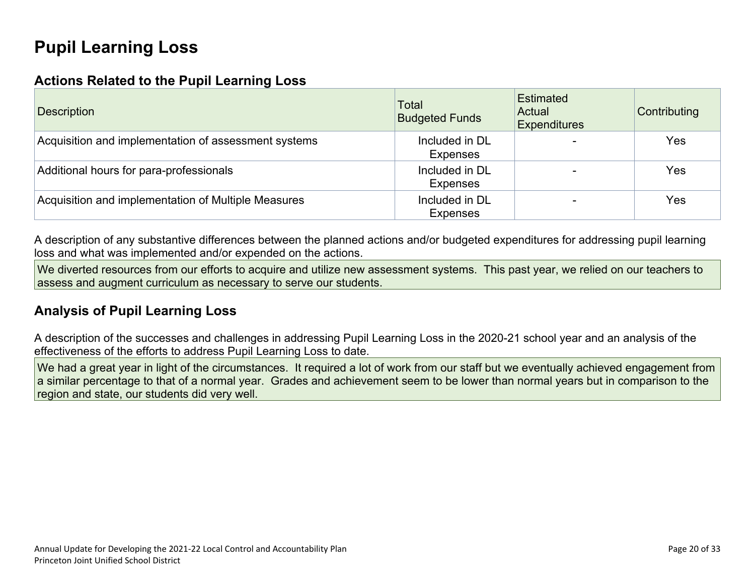# Pupil Learning Loss

## Actions Related to the Pupil Learning Loss

| Description | Total Budgeted Funds | Estimated Actual Expenditures | Contributing |
|---|---|---|---|
| Acquisition and implementation of assessment systems | Included in DL Expenses | - | Yes |
| Additional hours for para-professionals | Included in DL Expenses | - | Yes |
| Acquisition and implementation of Multiple Measures | Included in DL Expenses | - | Yes |

A description of any substantive differences between the planned actions and/or budgeted expenditures for addressing pupil learning loss and what was implemented and/or expended on the actions.

We diverted resources from our efforts to acquire and utilize new assessment systems. This past year, we relied on our teachers to assess and augment curriculum as necessary to serve our students.

## Analysis of Pupil Learning Loss

A description of the successes and challenges in addressing Pupil Learning Loss in the 2020-21 school year and an analysis of the effectiveness of the efforts to address Pupil Learning Loss to date.

We had a great year in light of the circumstances. It required a lot of work from our staff but we eventually achieved engagement from a similar percentage to that of a normal year. Grades and achievement seem to be lower than normal years but in comparison to the region and state, our students did very well.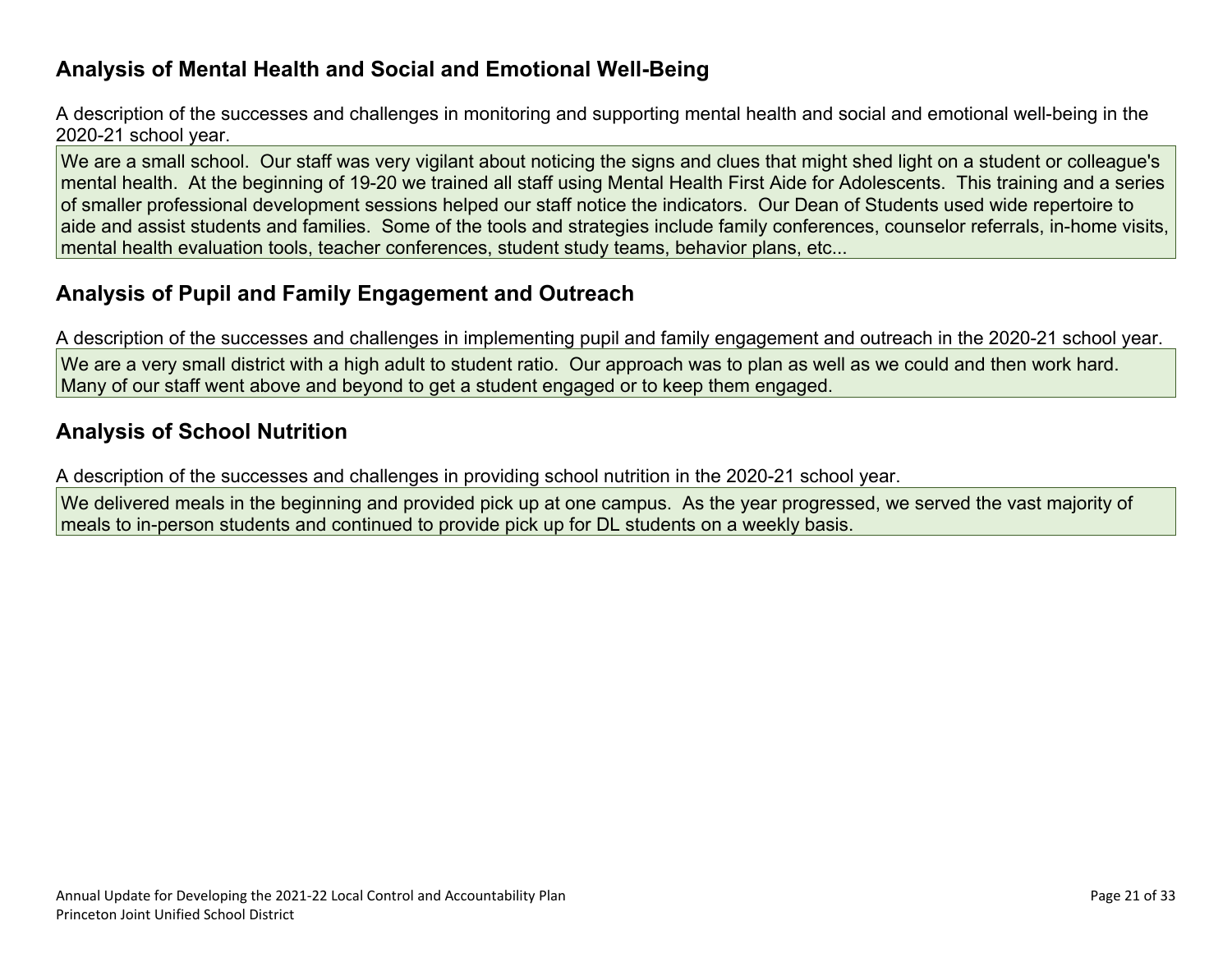## Analysis of Mental Health and Social and Emotional Well-Being

A description of the successes and challenges in monitoring and supporting mental health and social and emotional well-being in the 2020-21 school year.

We are a small school. Our staff was very vigilant about noticing the signs and clues that might shed light on a student or colleague's mental health. At the beginning of 19-20 we trained all staff using Mental Health First Aide for Adolescents. This training and a series of smaller professional development sessions helped our staff notice the indicators. Our Dean of Students used wide repertoire to aide and assist students and families. Some of the tools and strategies include family conferences, counselor referrals, in-home visits, mental health evaluation tools, teacher conferences, student study teams, behavior plans, etc...

## Analysis of Pupil and Family Engagement and Outreach

A description of the successes and challenges in implementing pupil and family engagement and outreach in the 2020-21 school year.

We are a very small district with a high adult to student ratio. Our approach was to plan as well as we could and then work hard. Many of our staff went above and beyond to get a student engaged or to keep them engaged.

## Analysis of School Nutrition

A description of the successes and challenges in providing school nutrition in the 2020-21 school year.

We delivered meals in the beginning and provided pick up at one campus. As the year progressed, we served the vast majority of meals to in-person students and continued to provide pick up for DL students on a weekly basis.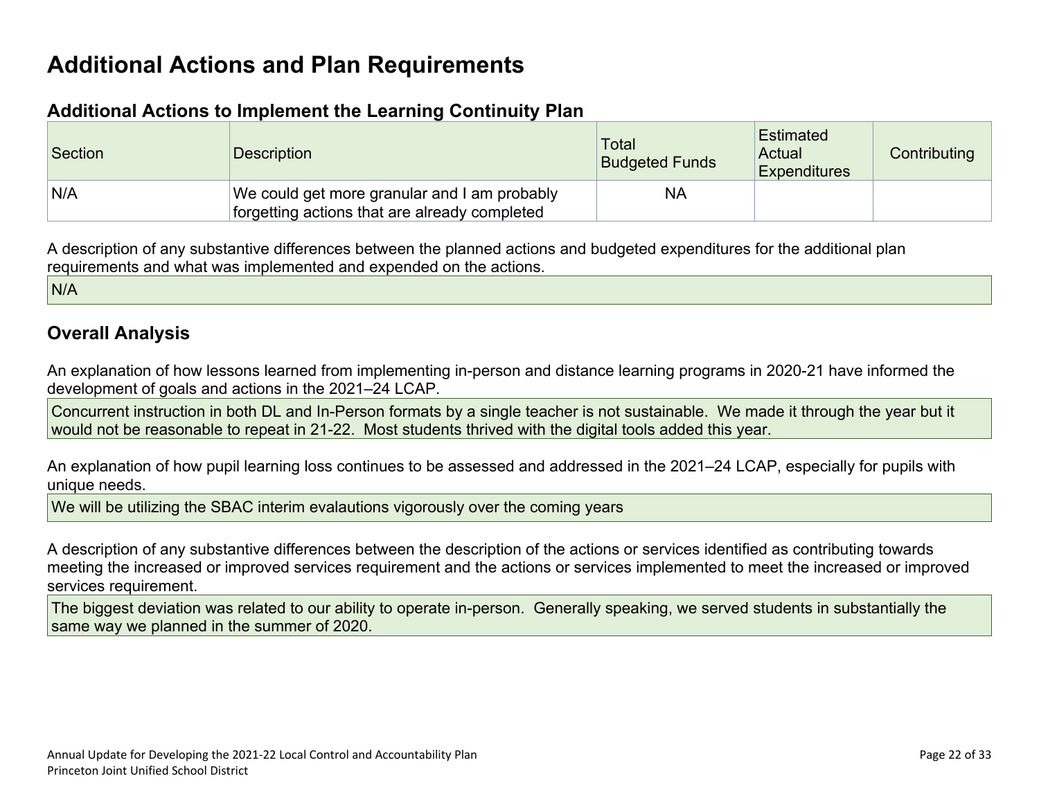# Additional Actions and Plan Requirements

### Additional Actions to Implement the Learning Continuity Plan

| Section | Description | Total Budgeted Funds | Estimated Actual Expenditures | Contributing |
|---|---|---|---|---|
| N/A | We could get more granular and I am probably forgetting actions that are already completed | NA | | |

A description of any substantive differences between the planned actions and budgeted expenditures for the additional plan requirements and what was implemented and expended on the actions.

N/A

## Overall Analysis

An explanation of how lessons learned from implementing in-person and distance learning programs in 2020-21 have informed the development of goals and actions in the 2021–24 LCAP.

Concurrent instruction in both DL and In-Person formats by a single teacher is not sustainable. We made it through the year but it would not be reasonable to repeat in 21-22. Most students thrived with the digital tools added this year.

An explanation of how pupil learning loss continues to be assessed and addressed in the 2021–24 LCAP, especially for pupils with unique needs.

We will be utilizing the SBAC interim evalautions vigorously over the coming years

A description of any substantive differences between the description of the actions or services identified as contributing towards meeting the increased or improved services requirement and the actions or services implemented to meet the increased or improved services requirement.

The biggest deviation was related to our ability to operate in-person. Generally speaking, we served students in substantially the same way we planned in the summer of 2020.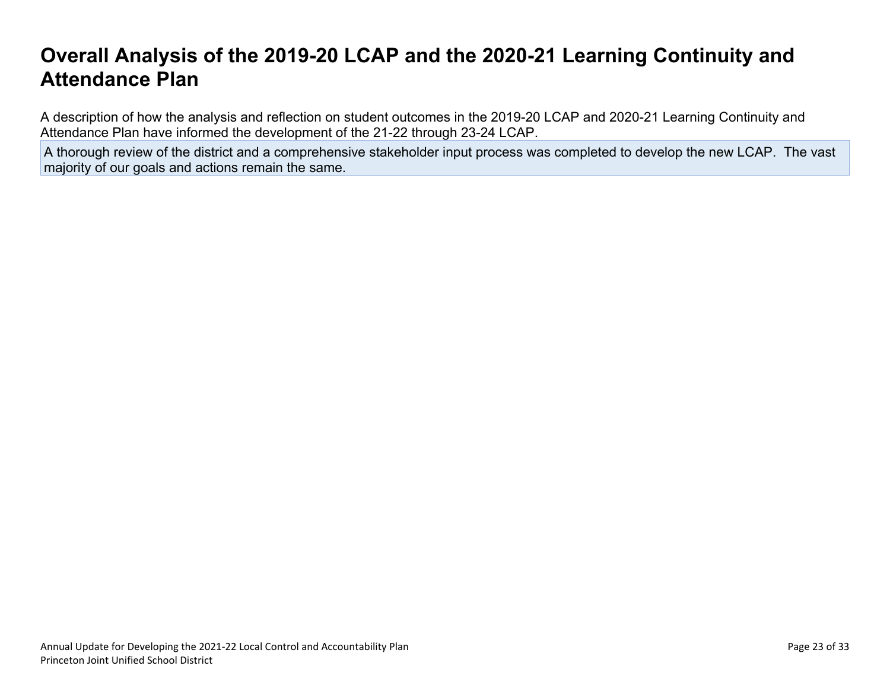# Overall Analysis of the 2019-20 LCAP and the 2020-21 Learning Continuity and Attendance Plan

A description of how the analysis and reflection on student outcomes in the 2019-20 LCAP and 2020-21 Learning Continuity and Attendance Plan have informed the development of the 21-22 through 23-24 LCAP.

A thorough review of the district and a comprehensive stakeholder input process was completed to develop the new LCAP. The vast majority of our goals and actions remain the same.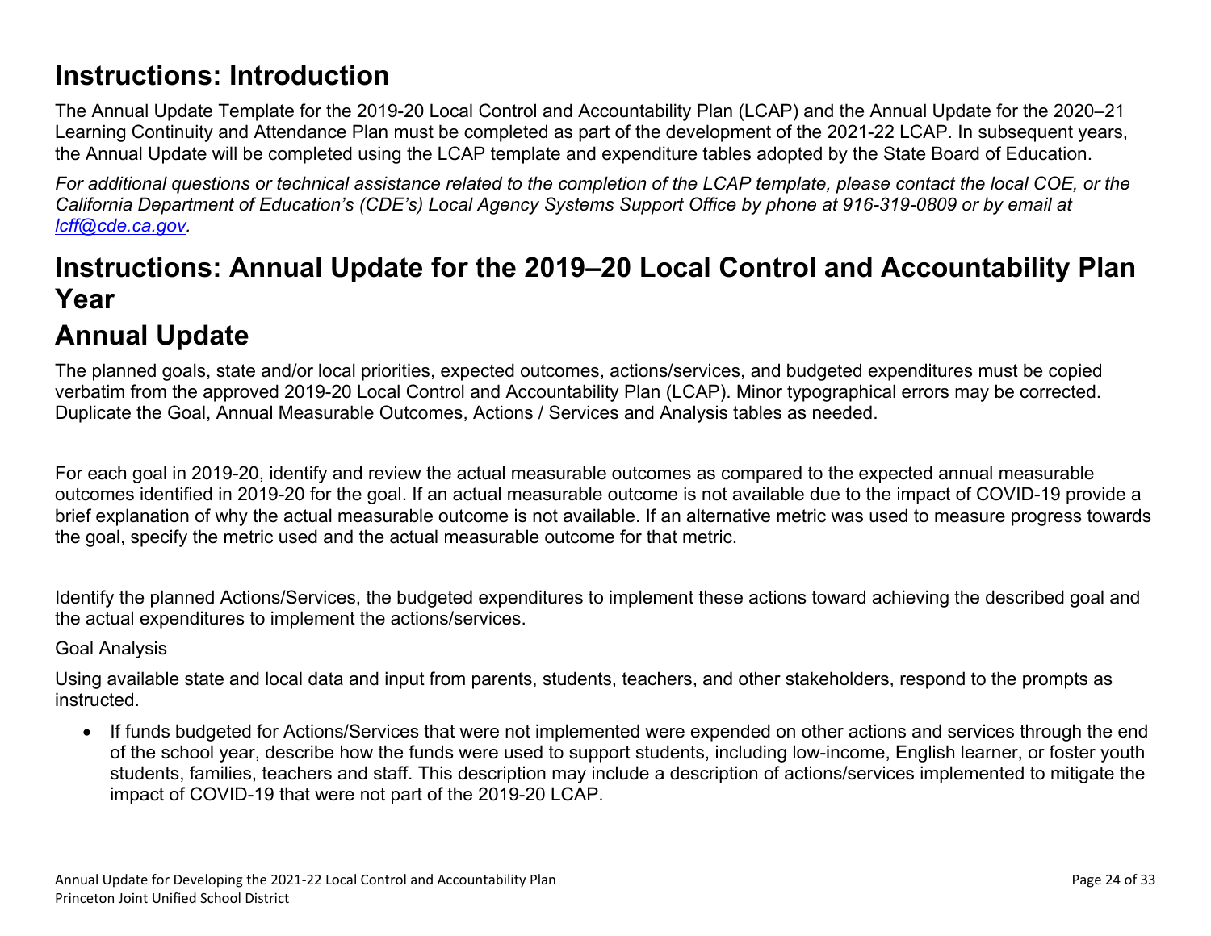# Instructions: Introduction

The Annual Update Template for the 2019-20 Local Control and Accountability Plan (LCAP) and the Annual Update for the 2020–21 Learning Continuity and Attendance Plan must be completed as part of the development of the 2021-22 LCAP. In subsequent years, the Annual Update will be completed using the LCAP template and expenditure tables adopted by the State Board of Education.

*For additional questions or technical assistance related to the completion of the LCAP template, please contact the local COE, or the California Department of Education's (CDE's) Local Agency Systems Support Office by phone at 916-319-0809 or by email at [lcff@cde.ca.gov](mailto:lcff@cde.ca.gov).*

# Instructions: Annual Update for the 2019–20 Local Control and Accountability Plan Year

# Annual Update

The planned goals, state and/or local priorities, expected outcomes, actions/services, and budgeted expenditures must be copied verbatim from the approved 2019-20 Local Control and Accountability Plan (LCAP). Minor typographical errors may be corrected. Duplicate the Goal, Annual Measurable Outcomes, Actions / Services and Analysis tables as needed.

For each goal in 2019-20, identify and review the actual measurable outcomes as compared to the expected annual measurable outcomes identified in 2019-20 for the goal. If an actual measurable outcome is not available due to the impact of COVID-19 provide a brief explanation of why the actual measurable outcome is not available. If an alternative metric was used to measure progress towards the goal, specify the metric used and the actual measurable outcome for that metric.

Identify the planned Actions/Services, the budgeted expenditures to implement these actions toward achieving the described goal and the actual expenditures to implement the actions/services.

Goal Analysis

Using available state and local data and input from parents, students, teachers, and other stakeholders, respond to the prompts as instructed.

- If funds budgeted for Actions/Services that were not implemented were expended on other actions and services through the end of the school year, describe how the funds were used to support students, including low-income, English learner, or foster youth students, families, teachers and staff. This description may include a description of actions/services implemented to mitigate the impact of COVID-19 that were not part of the 2019-20 LCAP.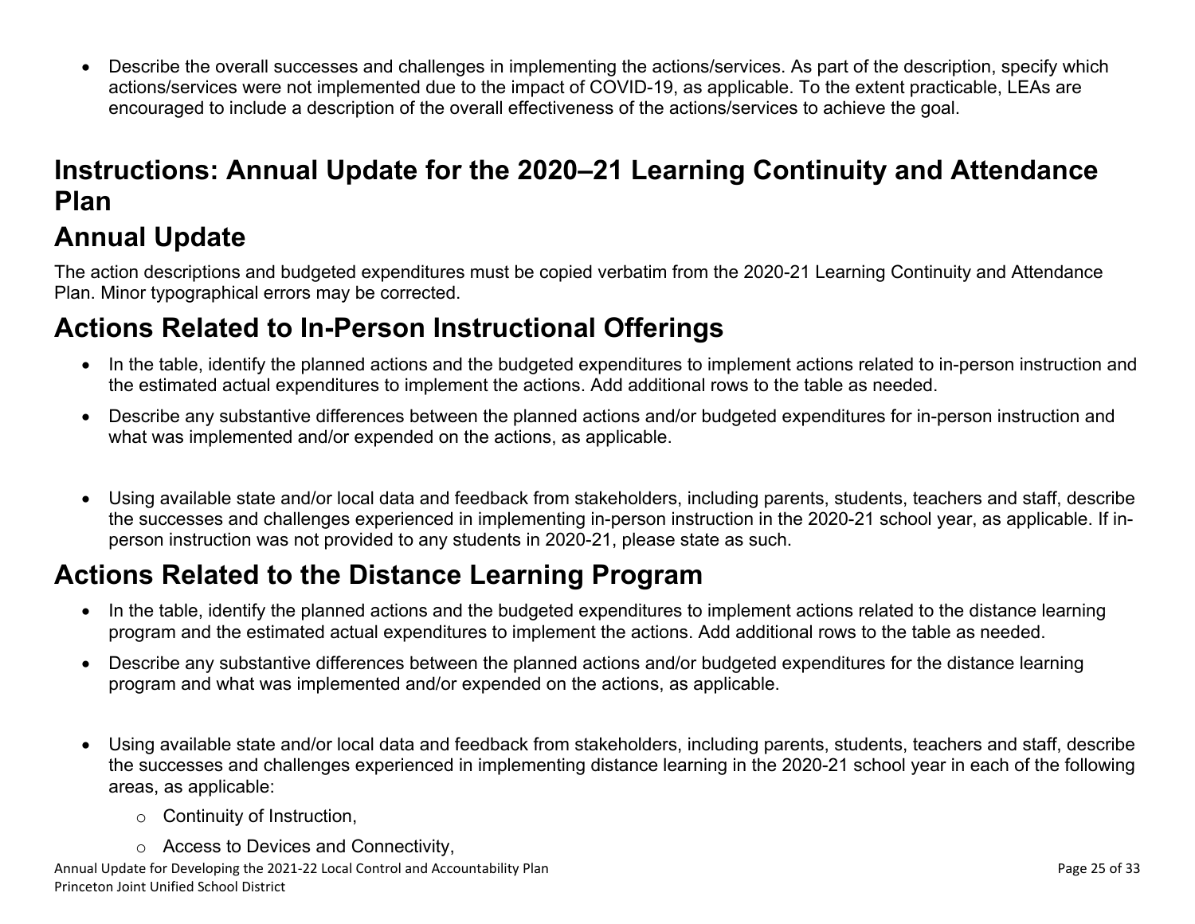- Describe the overall successes and challenges in implementing the actions/services. As part of the description, specify which actions/services were not implemented due to the impact of COVID-19, as applicable. To the extent practicable, LEAs are encouraged to include a description of the overall effectiveness of the actions/services to achieve the goal.

# Instructions: Annual Update for the 2020–21 Learning Continuity and Attendance Plan

## Annual Update

The action descriptions and budgeted expenditures must be copied verbatim from the 2020-21 Learning Continuity and Attendance Plan. Minor typographical errors may be corrected.

## Actions Related to In-Person Instructional Offerings

- In the table, identify the planned actions and the budgeted expenditures to implement actions related to in-person instruction and the estimated actual expenditures to implement the actions. Add additional rows to the table as needed.
- Describe any substantive differences between the planned actions and/or budgeted expenditures for in-person instruction and what was implemented and/or expended on the actions, as applicable.
- Using available state and/or local data and feedback from stakeholders, including parents, students, teachers and staff, describe the successes and challenges experienced in implementing in-person instruction in the 2020-21 school year, as applicable. If in-person instruction was not provided to any students in 2020-21, please state as such.

## Actions Related to the Distance Learning Program

- In the table, identify the planned actions and the budgeted expenditures to implement actions related to the distance learning program and the estimated actual expenditures to implement the actions. Add additional rows to the table as needed.
- Describe any substantive differences between the planned actions and/or budgeted expenditures for the distance learning program and what was implemented and/or expended on the actions, as applicable.
- Using available state and/or local data and feedback from stakeholders, including parents, students, teachers and staff, describe the successes and challenges experienced in implementing distance learning in the 2020-21 school year in each of the following areas, as applicable:
  - Continuity of Instruction,
  - Access to Devices and Connectivity,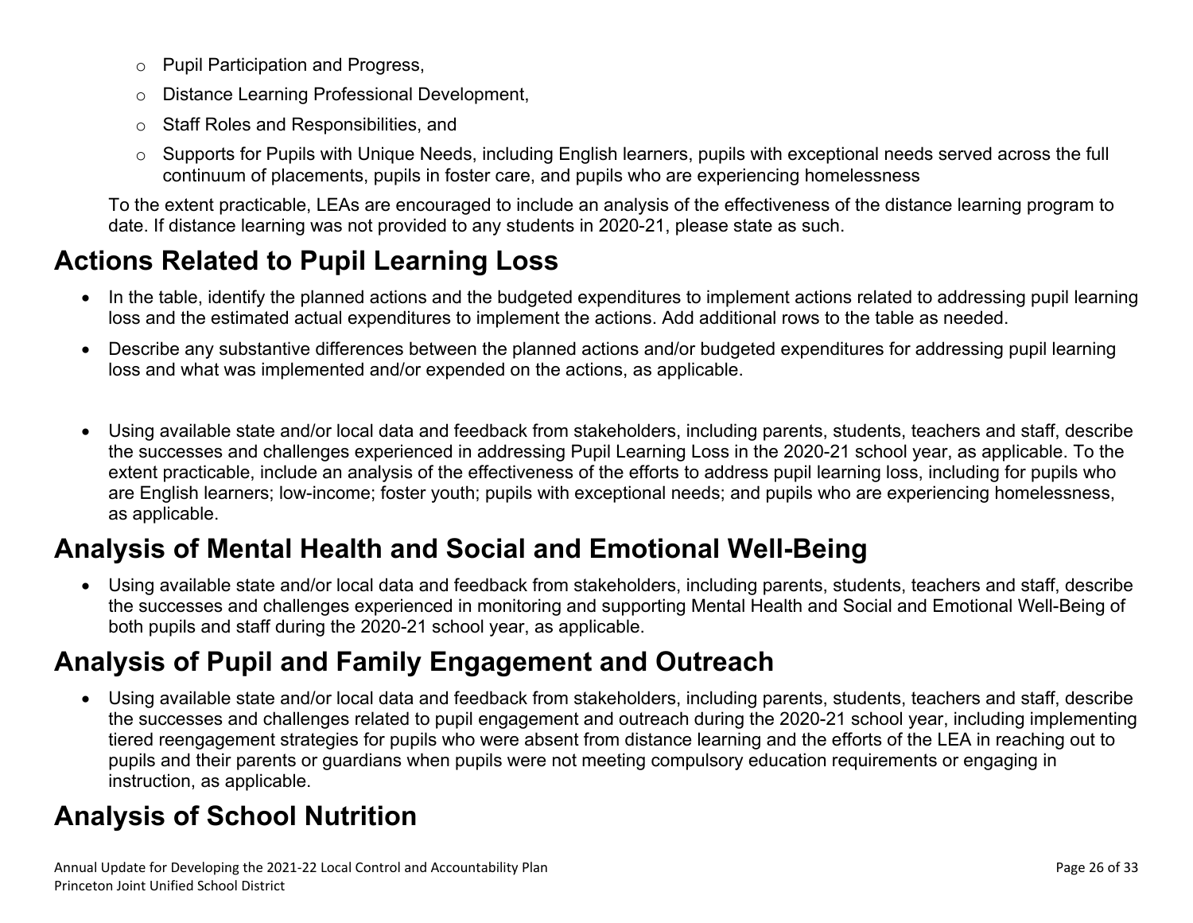- Pupil Participation and Progress,
- Distance Learning Professional Development,
- Staff Roles and Responsibilities, and
- Supports for Pupils with Unique Needs, including English learners, pupils with exceptional needs served across the full continuum of placements, pupils in foster care, and pupils who are experiencing homelessness

To the extent practicable, LEAs are encouraged to include an analysis of the effectiveness of the distance learning program to date. If distance learning was not provided to any students in 2020-21, please state as such.

## Actions Related to Pupil Learning Loss

- In the table, identify the planned actions and the budgeted expenditures to implement actions related to addressing pupil learning loss and the estimated actual expenditures to implement the actions. Add additional rows to the table as needed.
- Describe any substantive differences between the planned actions and/or budgeted expenditures for addressing pupil learning loss and what was implemented and/or expended on the actions, as applicable.

- Using available state and/or local data and feedback from stakeholders, including parents, students, teachers and staff, describe the successes and challenges experienced in addressing Pupil Learning Loss in the 2020-21 school year, as applicable. To the extent practicable, include an analysis of the effectiveness of the efforts to address pupil learning loss, including for pupils who are English learners; low-income; foster youth; pupils with exceptional needs; and pupils who are experiencing homelessness, as applicable.

## Analysis of Mental Health and Social and Emotional Well-Being

- Using available state and/or local data and feedback from stakeholders, including parents, students, teachers and staff, describe the successes and challenges experienced in monitoring and supporting Mental Health and Social and Emotional Well-Being of both pupils and staff during the 2020-21 school year, as applicable.

## Analysis of Pupil and Family Engagement and Outreach

- Using available state and/or local data and feedback from stakeholders, including parents, students, teachers and staff, describe the successes and challenges related to pupil engagement and outreach during the 2020-21 school year, including implementing tiered reengagement strategies for pupils who were absent from distance learning and the efforts of the LEA in reaching out to pupils and their parents or guardians when pupils were not meeting compulsory education requirements or engaging in instruction, as applicable.

## Analysis of School Nutrition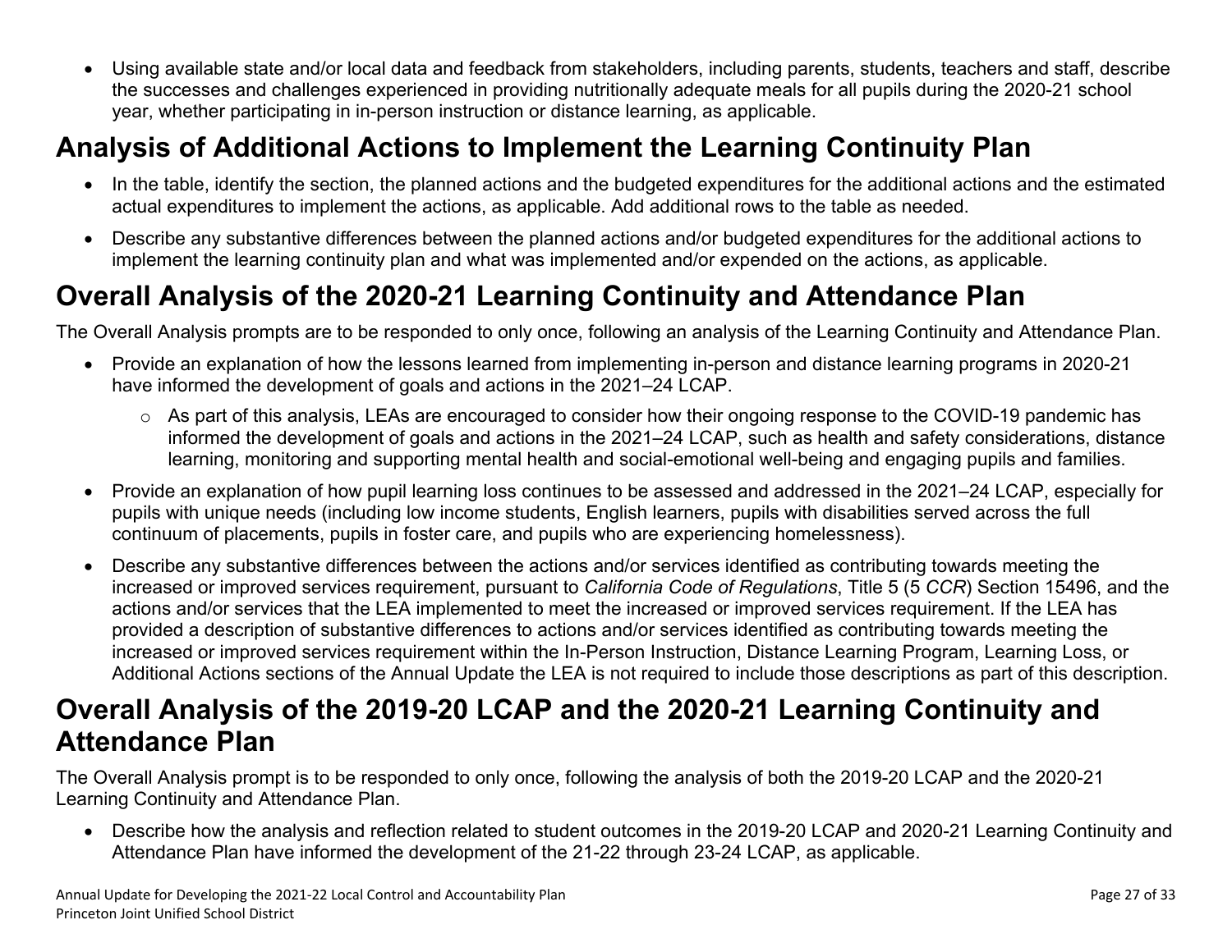- Using available state and/or local data and feedback from stakeholders, including parents, students, teachers and staff, describe the successes and challenges experienced in providing nutritionally adequate meals for all pupils during the 2020-21 school year, whether participating in in-person instruction or distance learning, as applicable.

## Analysis of Additional Actions to Implement the Learning Continuity Plan

- In the table, identify the section, the planned actions and the budgeted expenditures for the additional actions and the estimated actual expenditures to implement the actions, as applicable. Add additional rows to the table as needed.
- Describe any substantive differences between the planned actions and/or budgeted expenditures for the additional actions to implement the learning continuity plan and what was implemented and/or expended on the actions, as applicable.

## Overall Analysis of the 2020-21 Learning Continuity and Attendance Plan

The Overall Analysis prompts are to be responded to only once, following an analysis of the Learning Continuity and Attendance Plan.

- Provide an explanation of how the lessons learned from implementing in-person and distance learning programs in 2020-21 have informed the development of goals and actions in the 2021–24 LCAP.
  - As part of this analysis, LEAs are encouraged to consider how their ongoing response to the COVID-19 pandemic has informed the development of goals and actions in the 2021–24 LCAP, such as health and safety considerations, distance learning, monitoring and supporting mental health and social-emotional well-being and engaging pupils and families.
- Provide an explanation of how pupil learning loss continues to be assessed and addressed in the 2021–24 LCAP, especially for pupils with unique needs (including low income students, English learners, pupils with disabilities served across the full continuum of placements, pupils in foster care, and pupils who are experiencing homelessness).
- Describe any substantive differences between the actions and/or services identified as contributing towards meeting the increased or improved services requirement, pursuant to *California Code of Regulations*, Title 5 (5 *CCR*) Section 15496, and the actions and/or services that the LEA implemented to meet the increased or improved services requirement. If the LEA has provided a description of substantive differences to actions and/or services identified as contributing towards meeting the increased or improved services requirement within the In-Person Instruction, Distance Learning Program, Learning Loss, or Additional Actions sections of the Annual Update the LEA is not required to include those descriptions as part of this description.

## Overall Analysis of the 2019-20 LCAP and the 2020-21 Learning Continuity and Attendance Plan

The Overall Analysis prompt is to be responded to only once, following the analysis of both the 2019-20 LCAP and the 2020-21 Learning Continuity and Attendance Plan.

- Describe how the analysis and reflection related to student outcomes in the 2019-20 LCAP and 2020-21 Learning Continuity and Attendance Plan have informed the development of the 21-22 through 23-24 LCAP, as applicable.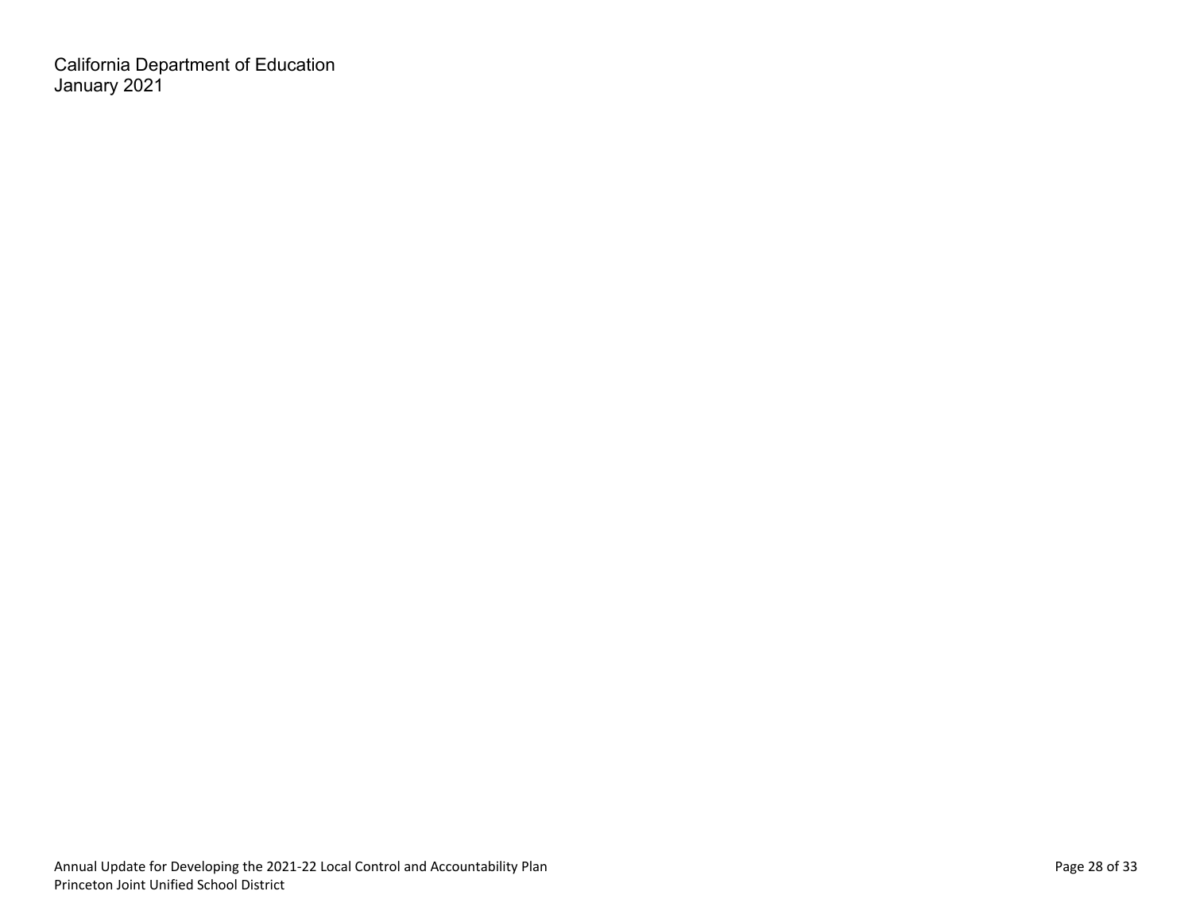California Department of Education
January 2021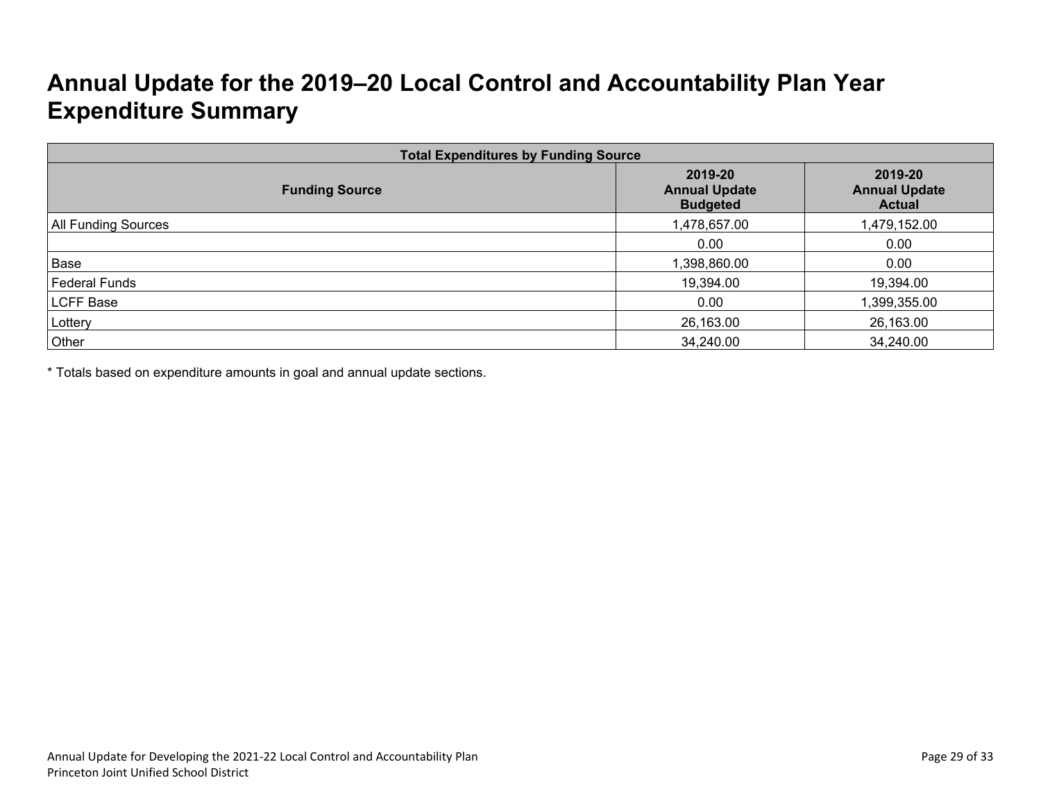# Annual Update for the 2019–20 Local Control and Accountability Plan Year Expenditure Summary

| Total Expenditures by Funding Source | | |
|---|---|---|
| **Funding Source** | **2019-20 Annual Update Budgeted** | **2019-20 Annual Update Actual** |
| All Funding Sources | 1,478,657.00 | 1,479,152.00 |
| | 0.00 | 0.00 |
| Base | 1,398,860.00 | 0.00 |
| Federal Funds | 19,394.00 | 19,394.00 |
| LCFF Base | 0.00 | 1,399,355.00 |
| Lottery | 26,163.00 | 26,163.00 |
| Other | 34,240.00 | 34,240.00 |

* Totals based on expenditure amounts in goal and annual update sections.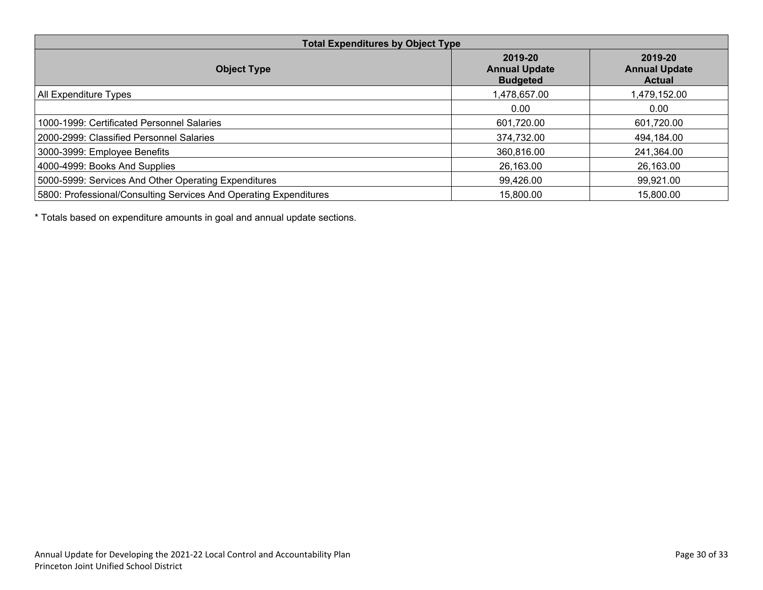| Total Expenditures by Object Type | | |
|---|---|---|
| **Object Type** | **2019-20 Annual Update Budgeted** | **2019-20 Annual Update Actual** |
| All Expenditure Types | 1,478,657.00 | 1,479,152.00 |
| | 0.00 | 0.00 |
| 1000-1999: Certificated Personnel Salaries | 601,720.00 | 601,720.00 |
| 2000-2999: Classified Personnel Salaries | 374,732.00 | 494,184.00 |
| 3000-3999: Employee Benefits | 360,816.00 | 241,364.00 |
| 4000-4999: Books And Supplies | 26,163.00 | 26,163.00 |
| 5000-5999: Services And Other Operating Expenditures | 99,426.00 | 99,921.00 |
| 5800: Professional/Consulting Services And Operating Expenditures | 15,800.00 | 15,800.00 |

* Totals based on expenditure amounts in goal and annual update sections.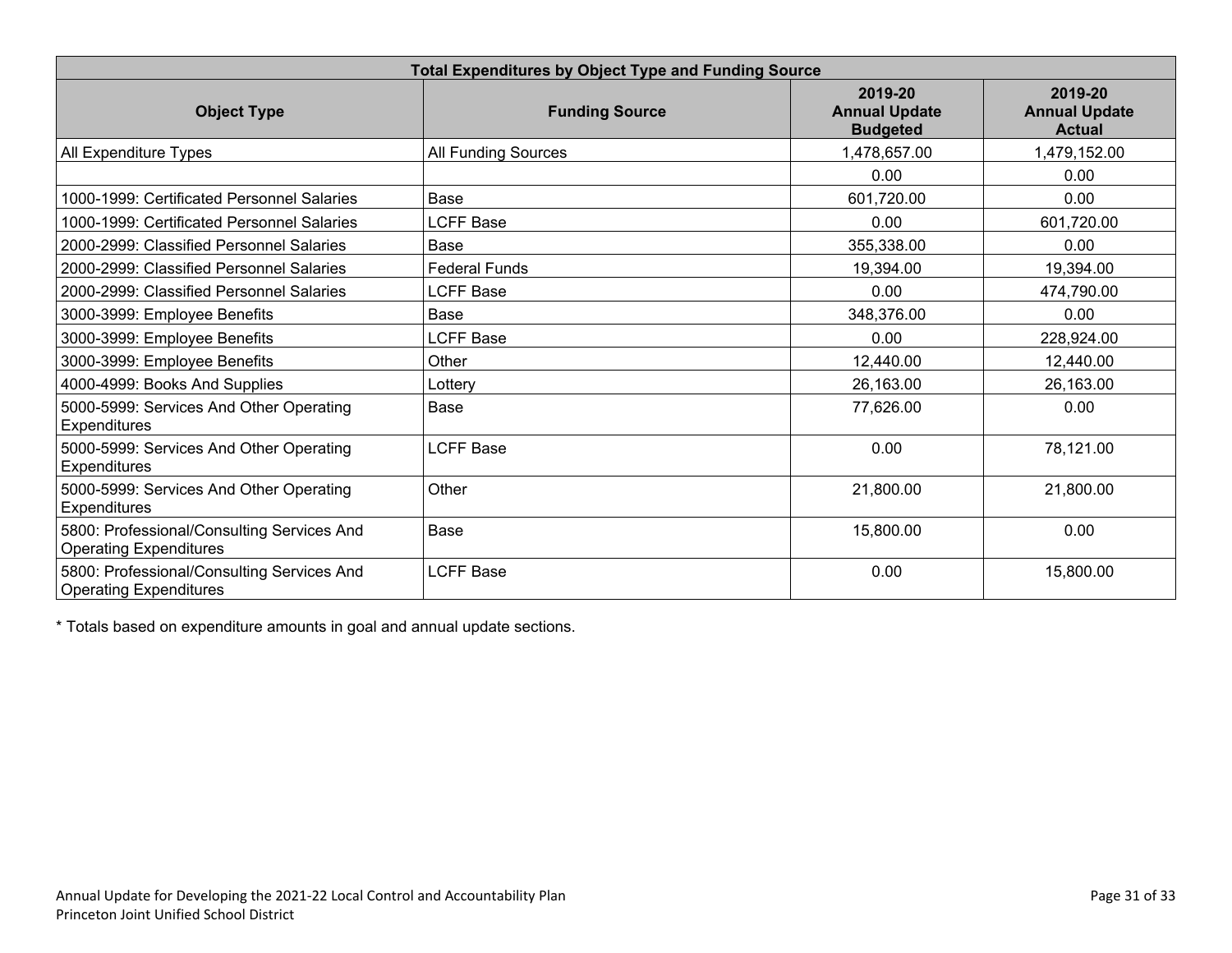| Total Expenditures by Object Type and Funding Source | | | |
|---|---|---|---|
| **Object Type** | **Funding Source** | **2019-20 Annual Update Budgeted** | **2019-20 Annual Update Actual** |
| All Expenditure Types | All Funding Sources | 1,478,657.00 | 1,479,152.00 |
| | | 0.00 | 0.00 |
| 1000-1999: Certificated Personnel Salaries | Base | 601,720.00 | 0.00 |
| 1000-1999: Certificated Personnel Salaries | LCFF Base | 0.00 | 601,720.00 |
| 2000-2999: Classified Personnel Salaries | Base | 355,338.00 | 0.00 |
| 2000-2999: Classified Personnel Salaries | Federal Funds | 19,394.00 | 19,394.00 |
| 2000-2999: Classified Personnel Salaries | LCFF Base | 0.00 | 474,790.00 |
| 3000-3999: Employee Benefits | Base | 348,376.00 | 0.00 |
| 3000-3999: Employee Benefits | LCFF Base | 0.00 | 228,924.00 |
| 3000-3999: Employee Benefits | Other | 12,440.00 | 12,440.00 |
| 4000-4999: Books And Supplies | Lottery | 26,163.00 | 26,163.00 |
| 5000-5999: Services And Other Operating Expenditures | Base | 77,626.00 | 0.00 |
| 5000-5999: Services And Other Operating Expenditures | LCFF Base | 0.00 | 78,121.00 |
| 5000-5999: Services And Other Operating Expenditures | Other | 21,800.00 | 21,800.00 |
| 5800: Professional/Consulting Services And Operating Expenditures | Base | 15,800.00 | 0.00 |
| 5800: Professional/Consulting Services And Operating Expenditures | LCFF Base | 0.00 | 15,800.00 |

* Totals based on expenditure amounts in goal and annual update sections.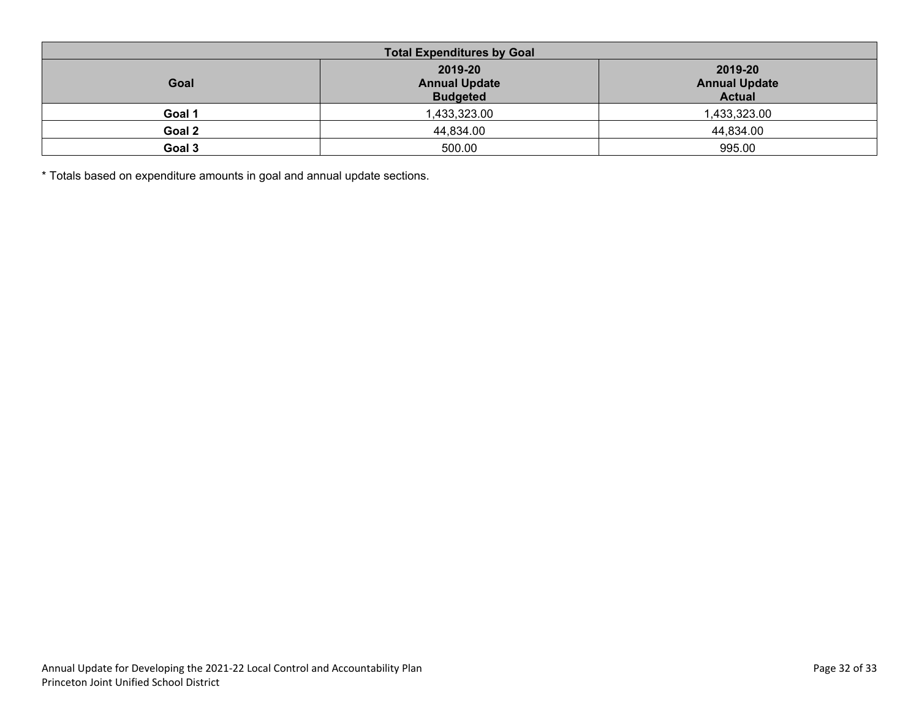| Total Expenditures by Goal | | |
|---|---|---|
| **Goal** | **2019-20 Annual Update Budgeted** | **2019-20 Annual Update Actual** |
| **Goal 1** | 1,433,323.00 | 1,433,323.00 |
| **Goal 2** | 44,834.00 | 44,834.00 |
| **Goal 3** | 500.00 | 995.00 |

* Totals based on expenditure amounts in goal and annual update sections.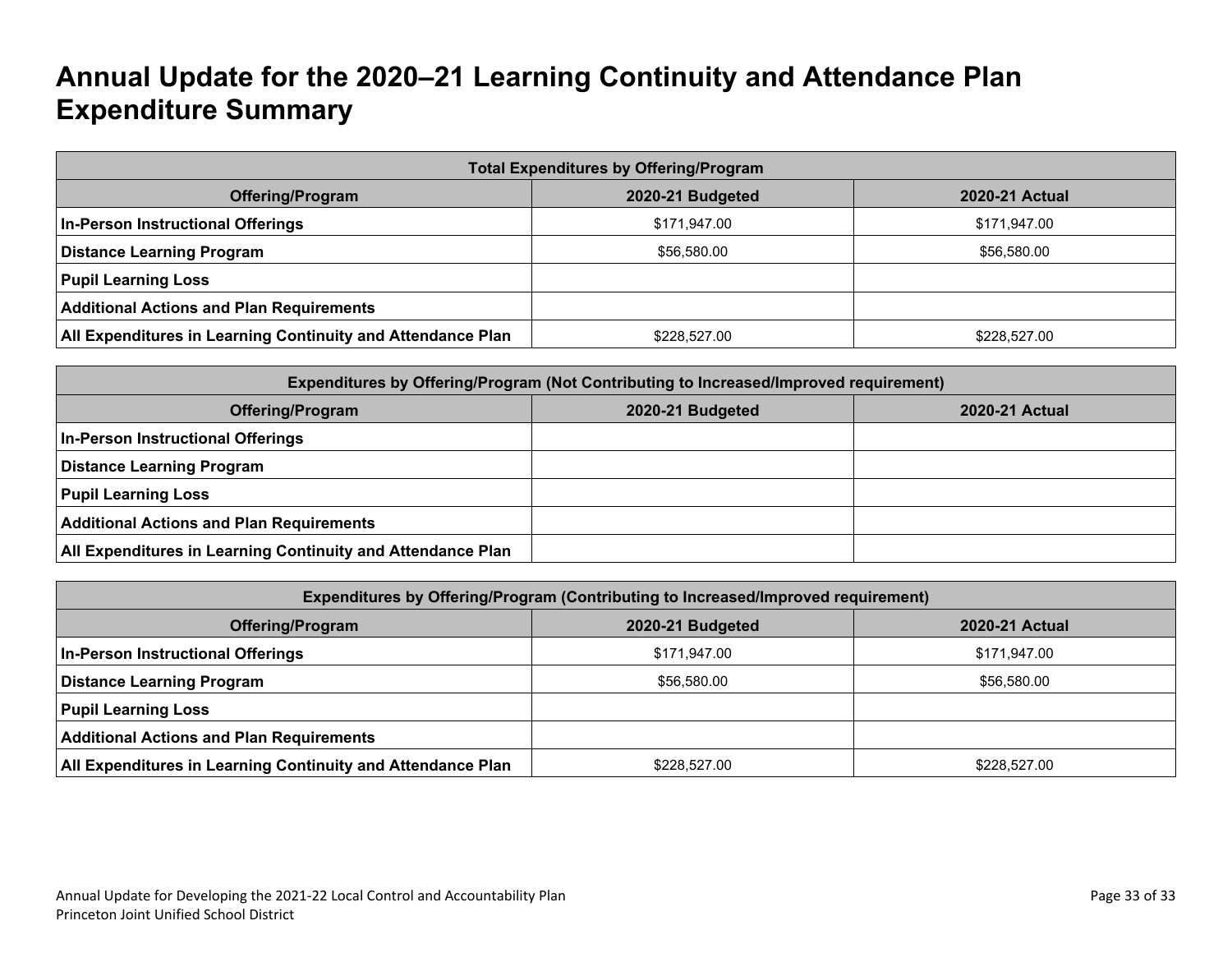# Annual Update for the 2020–21 Learning Continuity and Attendance Plan Expenditure Summary

| Total Expenditures by Offering/Program | | |
|---|---|---|
| **Offering/Program** | **2020-21 Budgeted** | **2020-21 Actual** |
| **In-Person Instructional Offerings** | $171,947.00 | $171,947.00 |
| **Distance Learning Program** | $56,580.00 | $56,580.00 |
| **Pupil Learning Loss** | | |
| **Additional Actions and Plan Requirements** | | |
| **All Expenditures in Learning Continuity and Attendance Plan** | $228,527.00 | $228,527.00 |

| Expenditures by Offering/Program (Not Contributing to Increased/Improved requirement) | | |
|---|---|---|
| **Offering/Program** | **2020-21 Budgeted** | **2020-21 Actual** |
| **In-Person Instructional Offerings** | | |
| **Distance Learning Program** | | |
| **Pupil Learning Loss** | | |
| **Additional Actions and Plan Requirements** | | |
| **All Expenditures in Learning Continuity and Attendance Plan** | | |

| Expenditures by Offering/Program (Contributing to Increased/Improved requirement) | | |
|---|---|---|
| **Offering/Program** | **2020-21 Budgeted** | **2020-21 Actual** |
| **In-Person Instructional Offerings** | $171,947.00 | $171,947.00 |
| **Distance Learning Program** | $56,580.00 | $56,580.00 |
| **Pupil Learning Loss** | | |
| **Additional Actions and Plan Requirements** | | |
| **All Expenditures in Learning Continuity and Attendance Plan** | $228,527.00 | $228,527.00 |